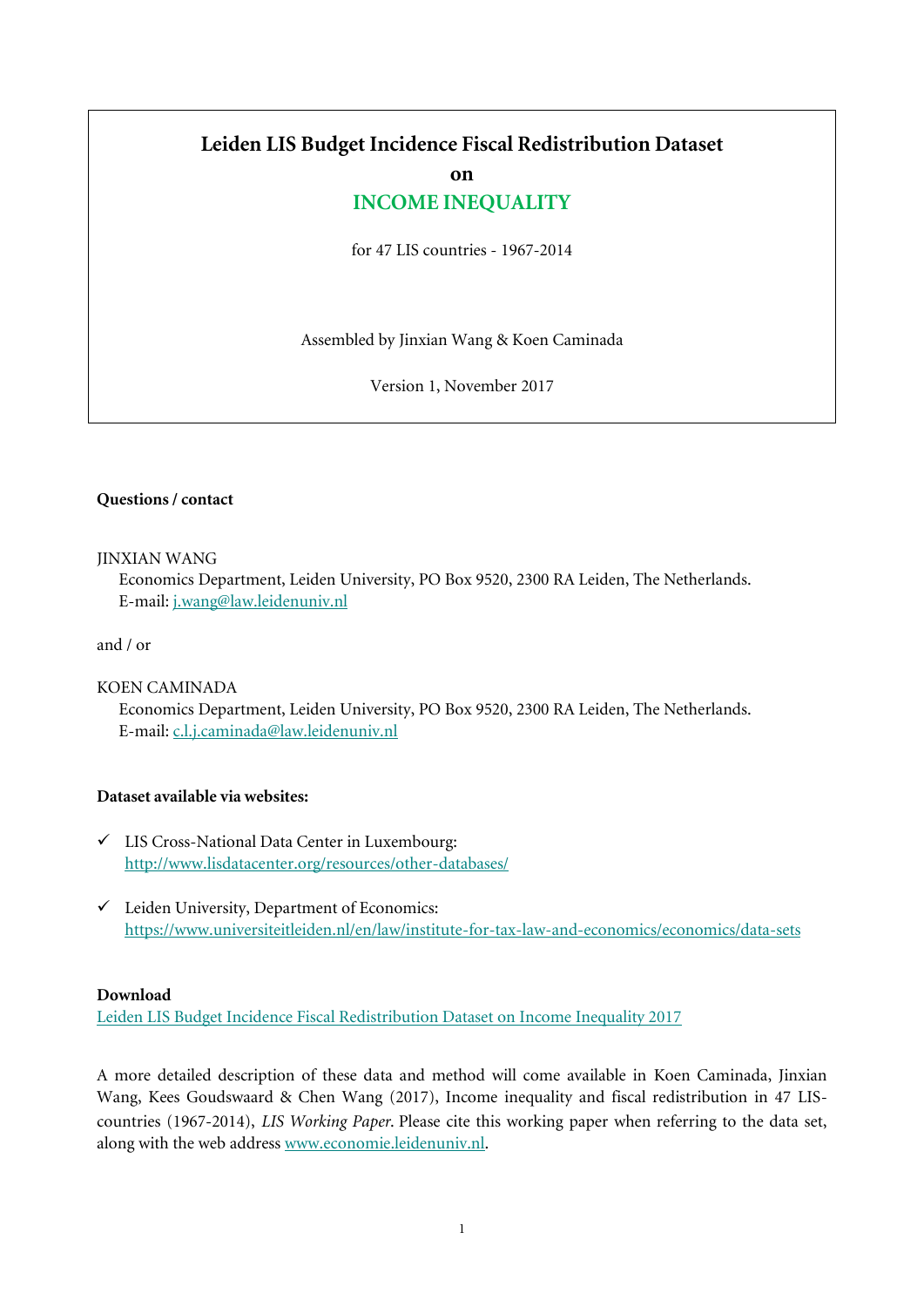# Leiden LIS Budget Incidence Fiscal Redistribution Dataset

## on

## INCOME INEQUALITY

for 47 LIS countries - 1967-2014

Assembled by Jinxian Wang & Koen Caminada

Version 1, November 2017

**Questions / contact**

JINXIAN WANG
Economics Department, Leiden University, PO Box 9520, 2300 RA Leiden, The Netherlands.
E-mail: j.wang@law.leidenuniv.nl

and / or

KOEN CAMINADA
Economics Department, Leiden University, PO Box 9520, 2300 RA Leiden, The Netherlands.
E-mail: c.l.j.caminada@law.leidenuniv.nl

**Dataset available via websites:**

- ✓ LIS Cross-National Data Center in Luxembourg:
  http://www.lisdatacenter.org/resources/other-databases/

- ✓ Leiden University, Department of Economics:
  https://www.universiteitleiden.nl/en/law/institute-for-tax-law-and-economics/economics/data-sets

**Download**

Leiden LIS Budget Incidence Fiscal Redistribution Dataset on Income Inequality 2017

A more detailed description of these data and method will come available in Koen Caminada, Jinxian Wang, Kees Goudswaard & Chen Wang (2017), Income inequality and fiscal redistribution in 47 LIS-countries (1967-2014), *LIS Working Paper*. Please cite this working paper when referring to the data set, along with the web address www.economie.leidenuniv.nl.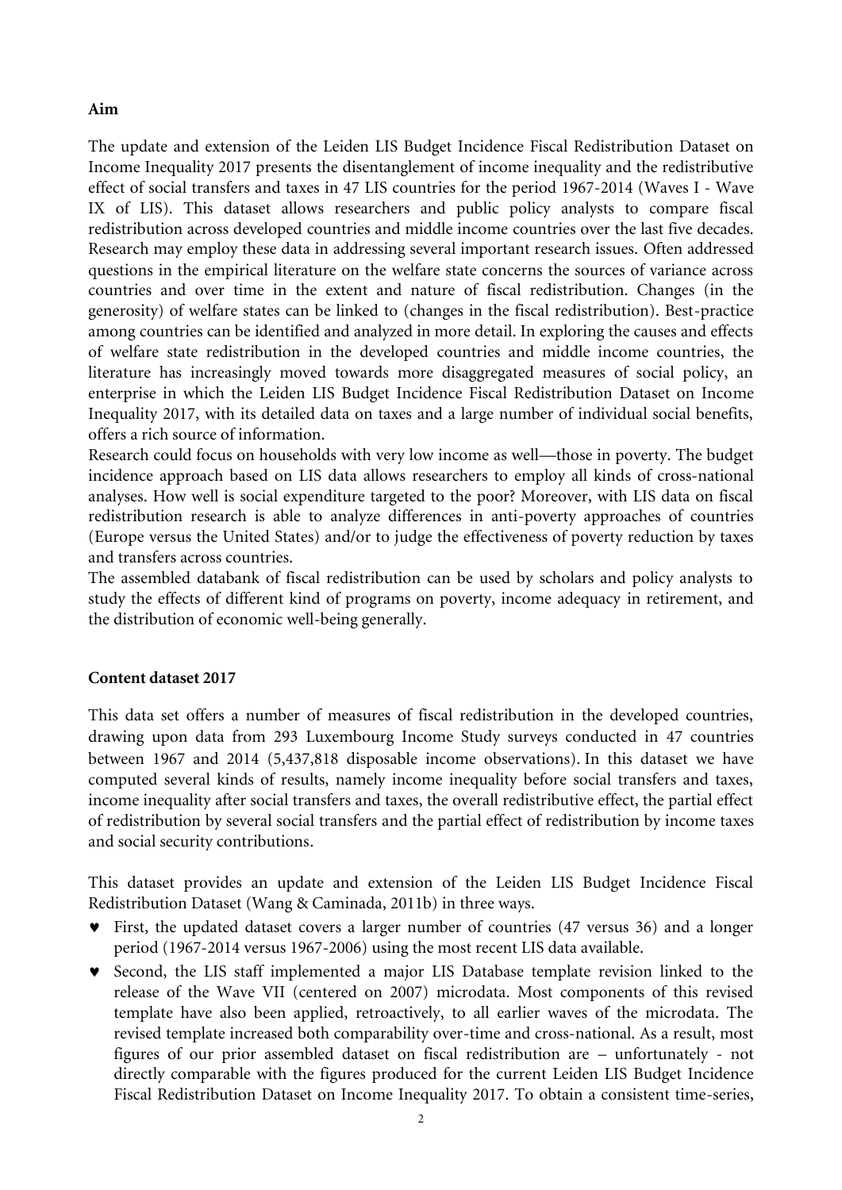**Aim**

The update and extension of the Leiden LIS Budget Incidence Fiscal Redistribution Dataset on Income Inequality 2017 presents the disentanglement of income inequality and the redistributive effect of social transfers and taxes in 47 LIS countries for the period 1967-2014 (Waves I - Wave IX of LIS). This dataset allows researchers and public policy analysts to compare fiscal redistribution across developed countries and middle income countries over the last five decades. Research may employ these data in addressing several important research issues. Often addressed questions in the empirical literature on the welfare state concerns the sources of variance across countries and over time in the extent and nature of fiscal redistribution. Changes (in the generosity) of welfare states can be linked to (changes in the fiscal redistribution). Best-practice among countries can be identified and analyzed in more detail. In exploring the causes and effects of welfare state redistribution in the developed countries and middle income countries, the literature has increasingly moved towards more disaggregated measures of social policy, an enterprise in which the Leiden LIS Budget Incidence Fiscal Redistribution Dataset on Income Inequality 2017, with its detailed data on taxes and a large number of individual social benefits, offers a rich source of information.

Research could focus on households with very low income as well—those in poverty. The budget incidence approach based on LIS data allows researchers to employ all kinds of cross-national analyses. How well is social expenditure targeted to the poor? Moreover, with LIS data on fiscal redistribution research is able to analyze differences in anti-poverty approaches of countries (Europe versus the United States) and/or to judge the effectiveness of poverty reduction by taxes and transfers across countries.

The assembled databank of fiscal redistribution can be used by scholars and policy analysts to study the effects of different kind of programs on poverty, income adequacy in retirement, and the distribution of economic well-being generally.

**Content dataset 2017**

This data set offers a number of measures of fiscal redistribution in the developed countries, drawing upon data from 293 Luxembourg Income Study surveys conducted in 47 countries between 1967 and 2014 (5,437,818 disposable income observations). In this dataset we have computed several kinds of results, namely income inequality before social transfers and taxes, income inequality after social transfers and taxes, the overall redistributive effect, the partial effect of redistribution by several social transfers and the partial effect of redistribution by income taxes and social security contributions.

This dataset provides an update and extension of the Leiden LIS Budget Incidence Fiscal Redistribution Dataset (Wang & Caminada, 2011b) in three ways.

- First, the updated dataset covers a larger number of countries (47 versus 36) and a longer period (1967-2014 versus 1967-2006) using the most recent LIS data available.
- Second, the LIS staff implemented a major LIS Database template revision linked to the release of the Wave VII (centered on 2007) microdata. Most components of this revised template have also been applied, retroactively, to all earlier waves of the microdata. The revised template increased both comparability over-time and cross-national. As a result, most figures of our prior assembled dataset on fiscal redistribution are – unfortunately - not directly comparable with the figures produced for the current Leiden LIS Budget Incidence Fiscal Redistribution Dataset on Income Inequality 2017. To obtain a consistent time-series,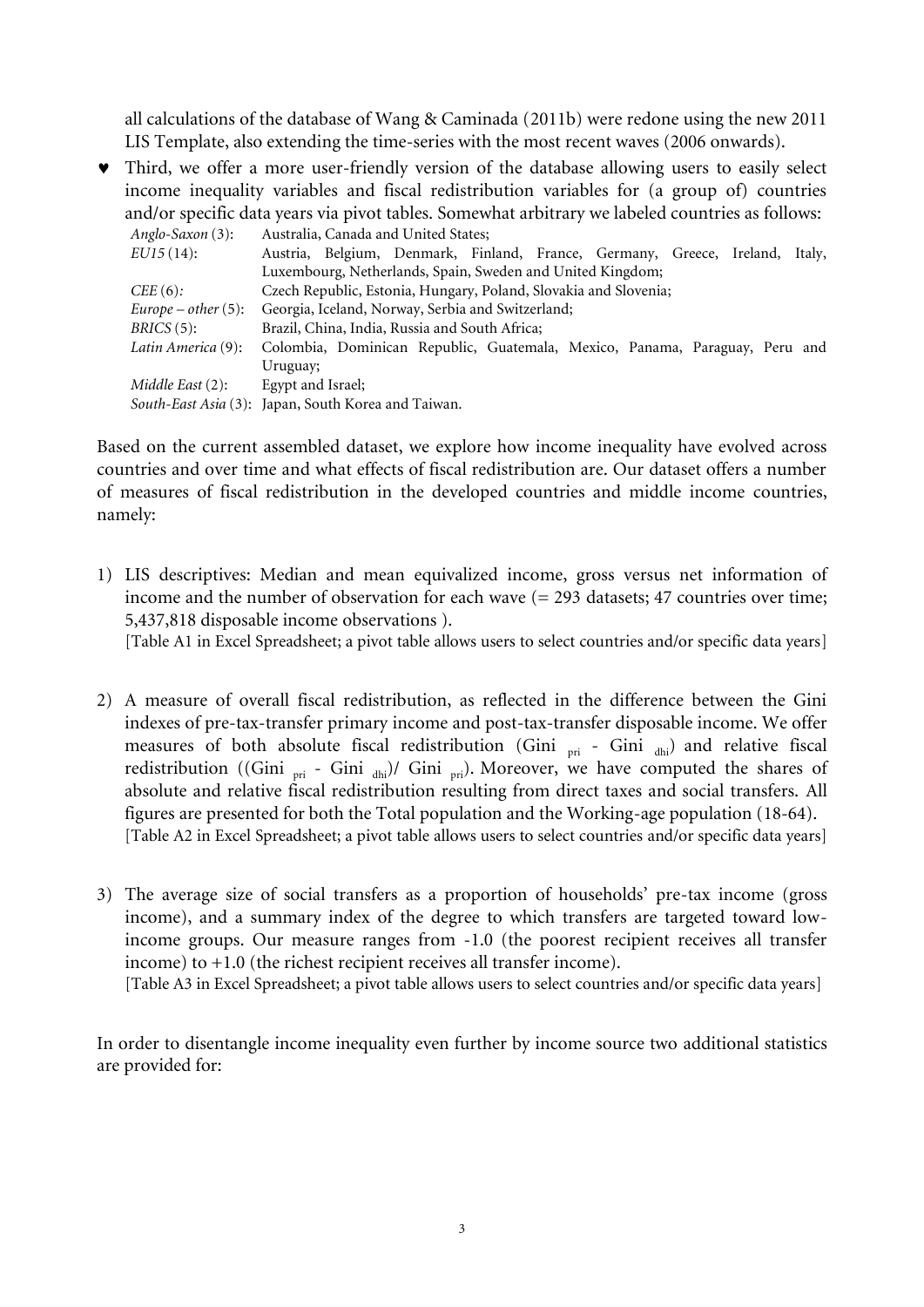all calculations of the database of Wang & Caminada (2011b) were redone using the new 2011 LIS Template, also extending the time-series with the most recent waves (2006 onwards).

- Third, we offer a more user-friendly version of the database allowing users to easily select income inequality variables and fiscal redistribution variables for (a group of) countries and/or specific data years via pivot tables. Somewhat arbitrary we labeled countries as follows:

| | |
|---|---|
| *Anglo-Saxon* (3): | Australia, Canada and United States; |
| *EU15* (14): | Austria, Belgium, Denmark, Finland, France, Germany, Greece, Ireland, Italy, Luxembourg, Netherlands, Spain, Sweden and United Kingdom; |
| *CEE* (6): | Czech Republic, Estonia, Hungary, Poland, Slovakia and Slovenia; |
| *Europe – other* (5): | Georgia, Iceland, Norway, Serbia and Switzerland; |
| *BRICS* (5): | Brazil, China, India, Russia and South Africa; |
| *Latin America* (9): | Colombia, Dominican Republic, Guatemala, Mexico, Panama, Paraguay, Peru and Uruguay; |
| *Middle East* (2): | Egypt and Israel; |
| *South-East Asia* (3): | Japan, South Korea and Taiwan. |

Based on the current assembled dataset, we explore how income inequality have evolved across countries and over time and what effects of fiscal redistribution are. Our dataset offers a number of measures of fiscal redistribution in the developed countries and middle income countries, namely:

1) LIS descriptives: Median and mean equivalized income, gross versus net information of income and the number of observation for each wave (= 293 datasets; 47 countries over time; 5,437,818 disposable income observations ).
[Table A1 in Excel Spreadsheet; a pivot table allows users to select countries and/or specific data years]

2) A measure of overall fiscal redistribution, as reflected in the difference between the Gini indexes of pre-tax-transfer primary income and post-tax-transfer disposable income. We offer measures of both absolute fiscal redistribution ($\text{Gini}_{\text{pri}}$ - $\text{Gini}_{\text{dhi}}$) and relative fiscal redistribution (($\text{Gini}_{\text{pri}}$ - $\text{Gini}_{\text{dhi}}$)/ $\text{Gini}_{\text{pri}}$). Moreover, we have computed the shares of absolute and relative fiscal redistribution resulting from direct taxes and social transfers. All figures are presented for both the Total population and the Working-age population (18-64).
[Table A2 in Excel Spreadsheet; a pivot table allows users to select countries and/or specific data years]

3) The average size of social transfers as a proportion of households' pre-tax income (gross income), and a summary index of the degree to which transfers are targeted toward low-income groups. Our measure ranges from -1.0 (the poorest recipient receives all transfer income) to +1.0 (the richest recipient receives all transfer income).
[Table A3 in Excel Spreadsheet; a pivot table allows users to select countries and/or specific data years]

In order to disentangle income inequality even further by income source two additional statistics are provided for: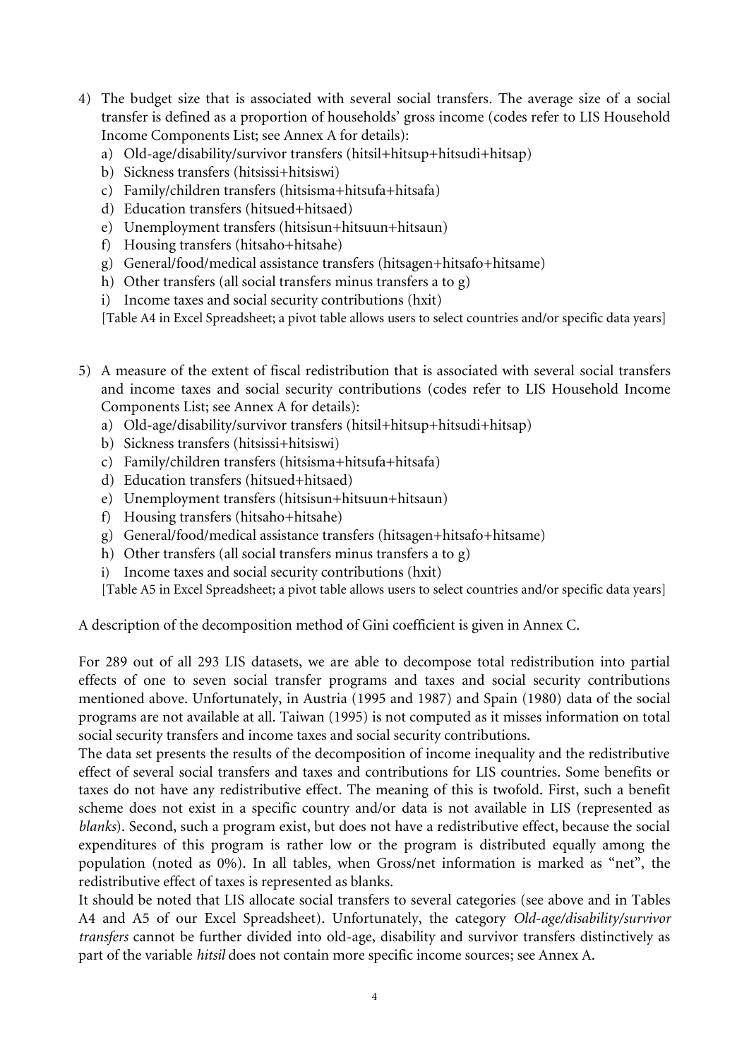4) The budget size that is associated with several social transfers. The average size of a social transfer is defined as a proportion of households' gross income (codes refer to LIS Household Income Components List; see Annex A for details):
   a) Old-age/disability/survivor transfers (hitsil+hitsup+hitsudi+hitsap)
   b) Sickness transfers (hitsissi+hitsiswi)
   c) Family/children transfers (hitsisma+hitsufa+hitsafa)
   d) Education transfers (hitsued+hitsaed)
   e) Unemployment transfers (hitsisun+hitsuun+hitsaun)
   f) Housing transfers (hitsaho+hitsahe)
   g) General/food/medical assistance transfers (hitsagen+hitsafo+hitsame)
   h) Other transfers (all social transfers minus transfers a to g)
   i) Income taxes and social security contributions (hxit)

   [Table A4 in Excel Spreadsheet; a pivot table allows users to select countries and/or specific data years]

5) A measure of the extent of fiscal redistribution that is associated with several social transfers and income taxes and social security contributions (codes refer to LIS Household Income Components List; see Annex A for details):
   a) Old-age/disability/survivor transfers (hitsil+hitsup+hitsudi+hitsap)
   b) Sickness transfers (hitsissi+hitsiswi)
   c) Family/children transfers (hitsisma+hitsufa+hitsafa)
   d) Education transfers (hitsued+hitsaed)
   e) Unemployment transfers (hitsisun+hitsuun+hitsaun)
   f) Housing transfers (hitsaho+hitsahe)
   g) General/food/medical assistance transfers (hitsagen+hitsafo+hitsame)
   h) Other transfers (all social transfers minus transfers a to g)
   i) Income taxes and social security contributions (hxit)

   [Table A5 in Excel Spreadsheet; a pivot table allows users to select countries and/or specific data years]

A description of the decomposition method of Gini coefficient is given in Annex C.

For 289 out of all 293 LIS datasets, we are able to decompose total redistribution into partial effects of one to seven social transfer programs and taxes and social security contributions mentioned above. Unfortunately, in Austria (1995 and 1987) and Spain (1980) data of the social programs are not available at all. Taiwan (1995) is not computed as it misses information on total social security transfers and income taxes and social security contributions.

The data set presents the results of the decomposition of income inequality and the redistributive effect of several social transfers and taxes and contributions for LIS countries. Some benefits or taxes do not have any redistributive effect. The meaning of this is twofold. First, such a benefit scheme does not exist in a specific country and/or data is not available in LIS (represented as *blanks*). Second, such a program exist, but does not have a redistributive effect, because the social expenditures of this program is rather low or the program is distributed equally among the population (noted as 0%). In all tables, when Gross/net information is marked as "net", the redistributive effect of taxes is represented as blanks.

It should be noted that LIS allocate social transfers to several categories (see above and in Tables A4 and A5 of our Excel Spreadsheet). Unfortunately, the category *Old-age/disability/survivor transfers* cannot be further divided into old-age, disability and survivor transfers distinctively as part of the variable *hitsil* does not contain more specific income sources; see Annex A.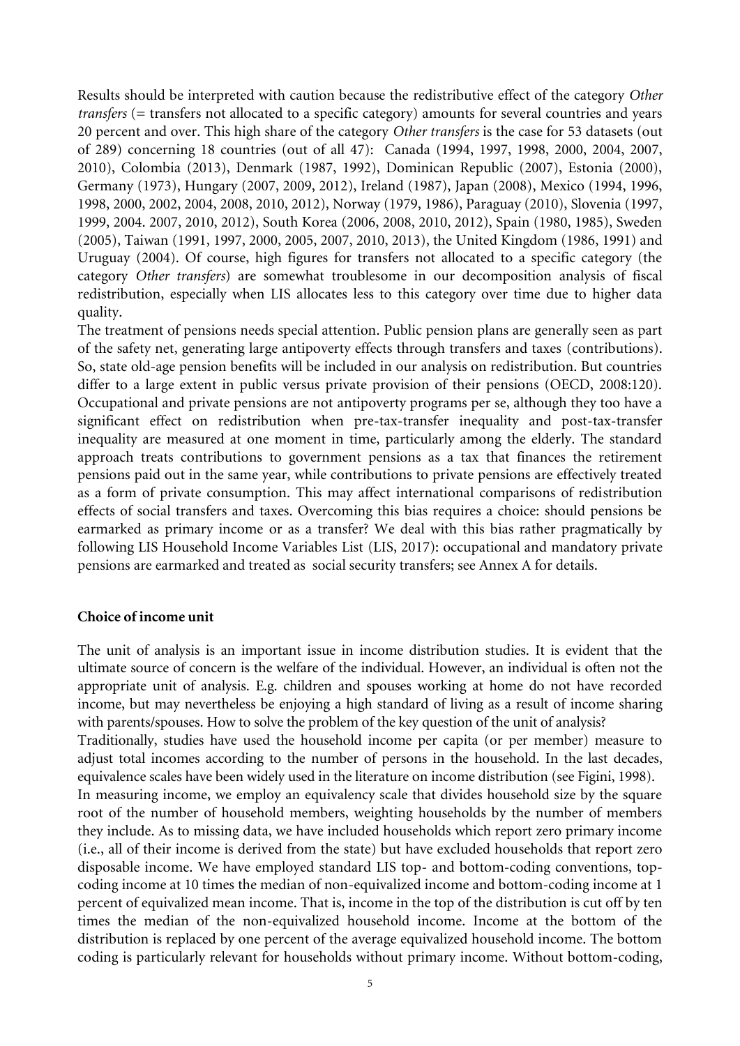Results should be interpreted with caution because the redistributive effect of the category *Other transfers* (= transfers not allocated to a specific category) amounts for several countries and years 20 percent and over. This high share of the category *Other transfers* is the case for 53 datasets (out of 289) concerning 18 countries (out of all 47): Canada (1994, 1997, 1998, 2000, 2004, 2007, 2010), Colombia (2013), Denmark (1987, 1992), Dominican Republic (2007), Estonia (2000), Germany (1973), Hungary (2007, 2009, 2012), Ireland (1987), Japan (2008), Mexico (1994, 1996, 1998, 2000, 2002, 2004, 2008, 2010, 2012), Norway (1979, 1986), Paraguay (2010), Slovenia (1997, 1999, 2004. 2007, 2010, 2012), South Korea (2006, 2008, 2010, 2012), Spain (1980, 1985), Sweden (2005), Taiwan (1991, 1997, 2000, 2005, 2007, 2010, 2013), the United Kingdom (1986, 1991) and Uruguay (2004). Of course, high figures for transfers not allocated to a specific category (the category *Other transfers*) are somewhat troublesome in our decomposition analysis of fiscal redistribution, especially when LIS allocates less to this category over time due to higher data quality.

The treatment of pensions needs special attention. Public pension plans are generally seen as part of the safety net, generating large antipoverty effects through transfers and taxes (contributions). So, state old-age pension benefits will be included in our analysis on redistribution. But countries differ to a large extent in public versus private provision of their pensions (OECD, 2008:120). Occupational and private pensions are not antipoverty programs per se, although they too have a significant effect on redistribution when pre-tax-transfer inequality and post-tax-transfer inequality are measured at one moment in time, particularly among the elderly. The standard approach treats contributions to government pensions as a tax that finances the retirement pensions paid out in the same year, while contributions to private pensions are effectively treated as a form of private consumption. This may affect international comparisons of redistribution effects of social transfers and taxes. Overcoming this bias requires a choice: should pensions be earmarked as primary income or as a transfer? We deal with this bias rather pragmatically by following LIS Household Income Variables List (LIS, 2017): occupational and mandatory private pensions are earmarked and treated as social security transfers; see Annex A for details.

**Choice of income unit**

The unit of analysis is an important issue in income distribution studies. It is evident that the ultimate source of concern is the welfare of the individual. However, an individual is often not the appropriate unit of analysis. E.g. children and spouses working at home do not have recorded income, but may nevertheless be enjoying a high standard of living as a result of income sharing with parents/spouses. How to solve the problem of the key question of the unit of analysis?

Traditionally, studies have used the household income per capita (or per member) measure to adjust total incomes according to the number of persons in the household. In the last decades, equivalence scales have been widely used in the literature on income distribution (see Figini, 1998).

In measuring income, we employ an equivalency scale that divides household size by the square root of the number of household members, weighting households by the number of members they include. As to missing data, we have included households which report zero primary income (i.e., all of their income is derived from the state) but have excluded households that report zero disposable income. We have employed standard LIS top- and bottom-coding conventions, top-coding income at 10 times the median of non-equivalized income and bottom-coding income at 1 percent of equivalized mean income. That is, income in the top of the distribution is cut off by ten times the median of the non-equivalized household income. Income at the bottom of the distribution is replaced by one percent of the average equivalized household income. The bottom coding is particularly relevant for households without primary income. Without bottom-coding,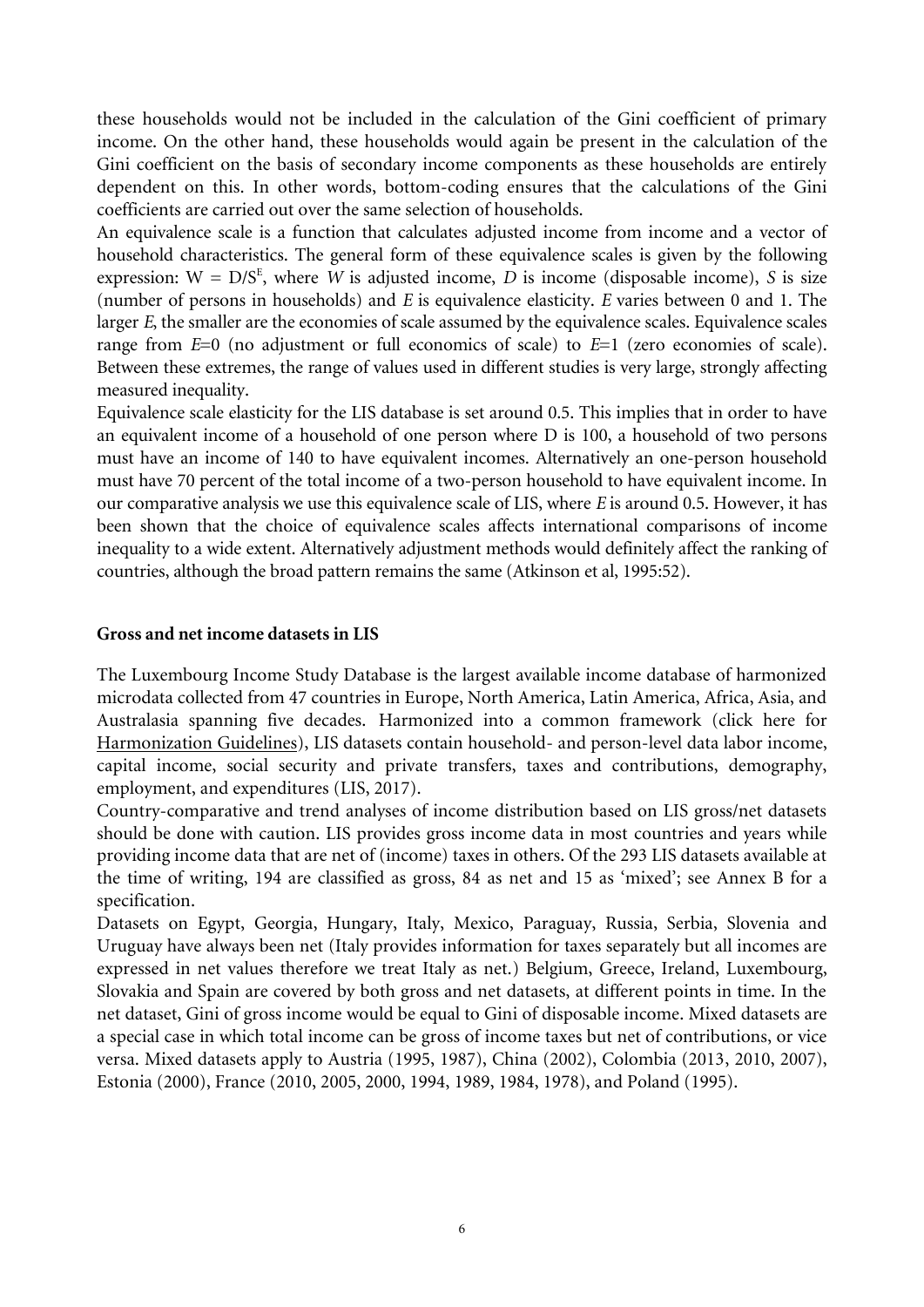these households would not be included in the calculation of the Gini coefficient of primary income. On the other hand, these households would again be present in the calculation of the Gini coefficient on the basis of secondary income components as these households are entirely dependent on this. In other words, bottom-coding ensures that the calculations of the Gini coefficients are carried out over the same selection of households.

An equivalence scale is a function that calculates adjusted income from income and a vector of household characteristics. The general form of these equivalence scales is given by the following expression: $W = D/S^E$, where *W* is adjusted income, *D* is income (disposable income), *S* is size (number of persons in households) and *E* is equivalence elasticity. *E* varies between 0 and 1. The larger *E*, the smaller are the economies of scale assumed by the equivalence scales. Equivalence scales range from *E*=0 (no adjustment or full economics of scale) to *E*=1 (zero economies of scale). Between these extremes, the range of values used in different studies is very large, strongly affecting measured inequality.

Equivalence scale elasticity for the LIS database is set around 0.5. This implies that in order to have an equivalent income of a household of one person where D is 100, a household of two persons must have an income of 140 to have equivalent incomes. Alternatively an one-person household must have 70 percent of the total income of a two-person household to have equivalent income. In our comparative analysis we use this equivalence scale of LIS, where *E* is around 0.5. However, it has been shown that the choice of equivalence scales affects international comparisons of income inequality to a wide extent. Alternatively adjustment methods would definitely affect the ranking of countries, although the broad pattern remains the same (Atkinson et al, 1995:52).

**Gross and net income datasets in LIS**

The Luxembourg Income Study Database is the largest available income database of harmonized microdata collected from 47 countries in Europe, North America, Latin America, Africa, Asia, and Australasia spanning five decades. Harmonized into a common framework (click here for Harmonization Guidelines), LIS datasets contain household- and person-level data labor income, capital income, social security and private transfers, taxes and contributions, demography, employment, and expenditures (LIS, 2017).

Country-comparative and trend analyses of income distribution based on LIS gross/net datasets should be done with caution. LIS provides gross income data in most countries and years while providing income data that are net of (income) taxes in others. Of the 293 LIS datasets available at the time of writing, 194 are classified as gross, 84 as net and 15 as 'mixed'; see Annex B for a specification.

Datasets on Egypt, Georgia, Hungary, Italy, Mexico, Paraguay, Russia, Serbia, Slovenia and Uruguay have always been net (Italy provides information for taxes separately but all incomes are expressed in net values therefore we treat Italy as net.) Belgium, Greece, Ireland, Luxembourg, Slovakia and Spain are covered by both gross and net datasets, at different points in time. In the net dataset, Gini of gross income would be equal to Gini of disposable income. Mixed datasets are a special case in which total income can be gross of income taxes but net of contributions, or vice versa. Mixed datasets apply to Austria (1995, 1987), China (2002), Colombia (2013, 2010, 2007), Estonia (2000), France (2010, 2005, 2000, 1994, 1989, 1984, 1978), and Poland (1995).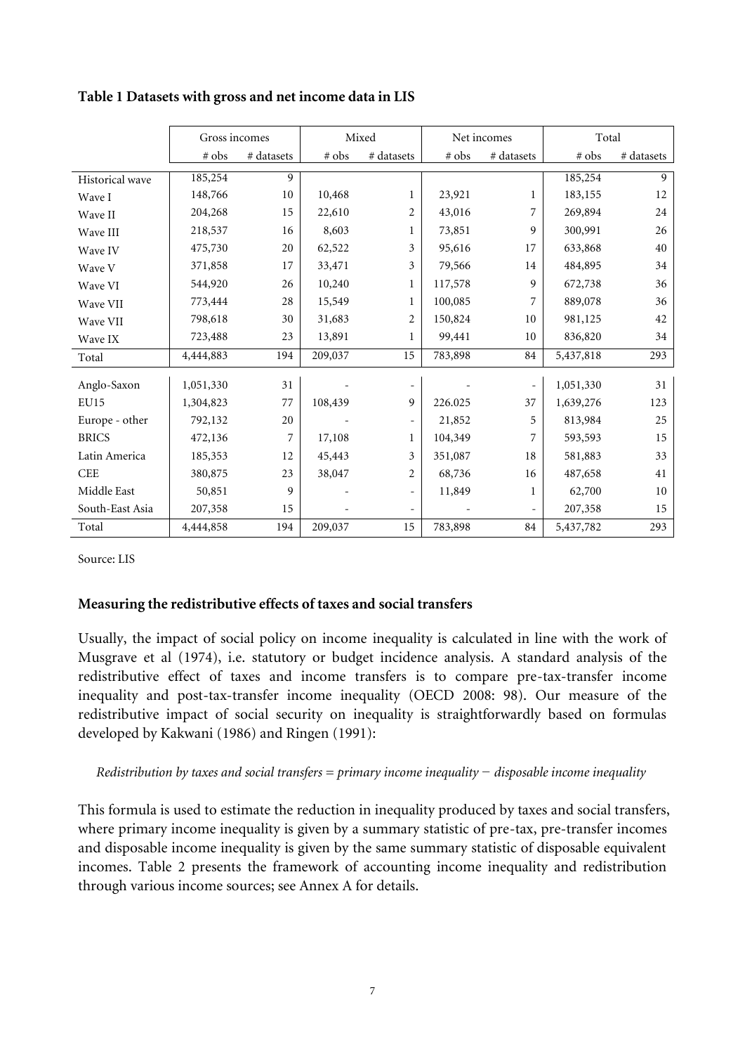**Table 1 Datasets with gross and net income data in LIS**

| | Gross incomes | | Mixed | | Net incomes | | Total | |
|---|---|---|---|---|---|---|---|---|
| | # obs | # datasets | # obs | # datasets | # obs | # datasets | # obs | # datasets |
| Historical wave | 185,254 | 9 | | | | | 185,254 | 9 |
| Wave I | 148,766 | 10 | 10,468 | 1 | 23,921 | 1 | 183,155 | 12 |
| Wave II | 204,268 | 15 | 22,610 | 2 | 43,016 | 7 | 269,894 | 24 |
| Wave III | 218,537 | 16 | 8,603 | 1 | 73,851 | 9 | 300,991 | 26 |
| Wave IV | 475,730 | 20 | 62,522 | 3 | 95,616 | 17 | 633,868 | 40 |
| Wave V | 371,858 | 17 | 33,471 | 3 | 79,566 | 14 | 484,895 | 34 |
| Wave VI | 544,920 | 26 | 10,240 | 1 | 117,578 | 9 | 672,738 | 36 |
| Wave VII | 773,444 | 28 | 15,549 | 1 | 100,085 | 7 | 889,078 | 36 |
| Wave VII | 798,618 | 30 | 31,683 | 2 | 150,824 | 10 | 981,125 | 42 |
| Wave IX | 723,488 | 23 | 13,891 | 1 | 99,441 | 10 | 836,820 | 34 |
| Total | 4,444,883 | 194 | 209,037 | 15 | 783,898 | 84 | 5,437,818 | 293 |
| Anglo-Saxon | 1,051,330 | 31 | - | - | - | - | 1,051,330 | 31 |
| EU15 | 1,304,823 | 77 | 108,439 | 9 | 226.025 | 37 | 1,639,276 | 123 |
| Europe - other | 792,132 | 20 | - | - | 21,852 | 5 | 813,984 | 25 |
| BRICS | 472,136 | 7 | 17,108 | 1 | 104,349 | 7 | 593,593 | 15 |
| Latin America | 185,353 | 12 | 45,443 | 3 | 351,087 | 18 | 581,883 | 33 |
| CEE | 380,875 | 23 | 38,047 | 2 | 68,736 | 16 | 487,658 | 41 |
| Middle East | 50,851 | 9 | - | - | 11,849 | 1 | 62,700 | 10 |
| South-East Asia | 207,358 | 15 | - | - | - | - | 207,358 | 15 |
| Total | 4,444,858 | 194 | 209,037 | 15 | 783,898 | 84 | 5,437,782 | 293 |

Source: LIS

### Measuring the redistributive effects of taxes and social transfers

Usually, the impact of social policy on income inequality is calculated in line with the work of Musgrave et al (1974), i.e. statutory or budget incidence analysis. A standard analysis of the redistributive effect of taxes and income transfers is to compare pre-tax-transfer income inequality and post-tax-transfer income inequality (OECD 2008: 98). Our measure of the redistributive impact of social security on inequality is straightforwardly based on formulas developed by Kakwani (1986) and Ringen (1991):

*Redistribution by taxes and social transfers = primary income inequality − disposable income inequality*

This formula is used to estimate the reduction in inequality produced by taxes and social transfers, where primary income inequality is given by a summary statistic of pre-tax, pre-transfer incomes and disposable income inequality is given by the same summary statistic of disposable equivalent incomes. Table 2 presents the framework of accounting income inequality and redistribution through various income sources; see Annex A for details.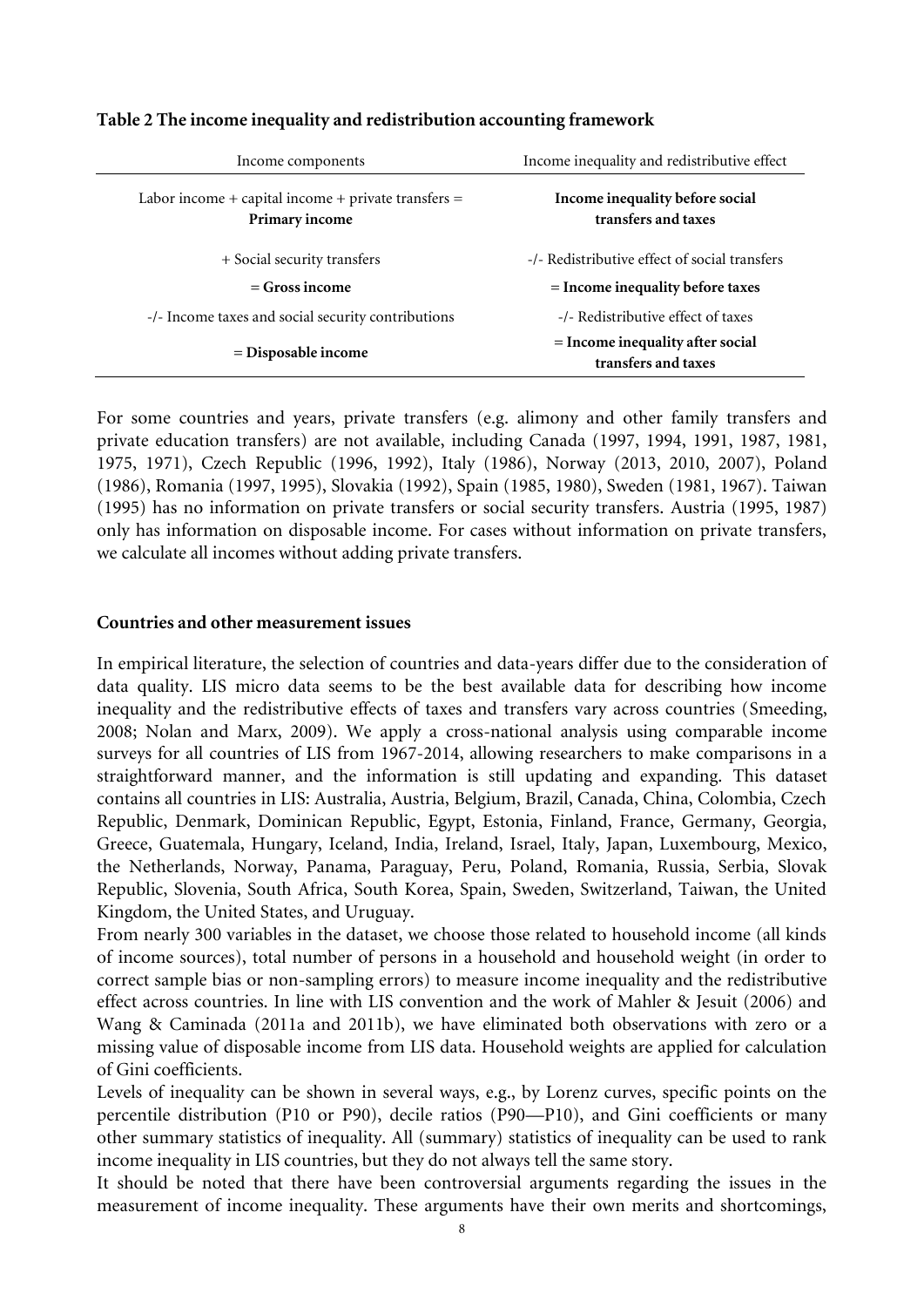**Table 2 The income inequality and redistribution accounting framework**

| Income components | Income inequality and redistributive effect |
|---|---|
| Labor income + capital income + private transfers = **Primary income** | **Income inequality before social transfers and taxes** |
| + Social security transfers | -/- Redistributive effect of social transfers |
| **= Gross income** | **= Income inequality before taxes** |
| -/- Income taxes and social security contributions | -/- Redistributive effect of taxes |
| **= Disposable income** | **= Income inequality after social transfers and taxes** |

For some countries and years, private transfers (e.g. alimony and other family transfers and private education transfers) are not available, including Canada (1997, 1994, 1991, 1987, 1981, 1975, 1971), Czech Republic (1996, 1992), Italy (1986), Norway (2013, 2010, 2007), Poland (1986), Romania (1997, 1995), Slovakia (1992), Spain (1985, 1980), Sweden (1981, 1967). Taiwan (1995) has no information on private transfers or social security transfers. Austria (1995, 1987) only has information on disposable income. For cases without information on private transfers, we calculate all incomes without adding private transfers.

## Countries and other measurement issues

In empirical literature, the selection of countries and data-years differ due to the consideration of data quality. LIS micro data seems to be the best available data for describing how income inequality and the redistributive effects of taxes and transfers vary across countries (Smeeding, 2008; Nolan and Marx, 2009). We apply a cross-national analysis using comparable income surveys for all countries of LIS from 1967-2014, allowing researchers to make comparisons in a straightforward manner, and the information is still updating and expanding. This dataset contains all countries in LIS: Australia, Austria, Belgium, Brazil, Canada, China, Colombia, Czech Republic, Denmark, Dominican Republic, Egypt, Estonia, Finland, France, Germany, Georgia, Greece, Guatemala, Hungary, Iceland, India, Ireland, Israel, Italy, Japan, Luxembourg, Mexico, the Netherlands, Norway, Panama, Paraguay, Peru, Poland, Romania, Russia, Serbia, Slovak Republic, Slovenia, South Africa, South Korea, Spain, Sweden, Switzerland, Taiwan, the United Kingdom, the United States, and Uruguay.

From nearly 300 variables in the dataset, we choose those related to household income (all kinds of income sources), total number of persons in a household and household weight (in order to correct sample bias or non-sampling errors) to measure income inequality and the redistributive effect across countries. In line with LIS convention and the work of Mahler & Jesuit (2006) and Wang & Caminada (2011a and 2011b), we have eliminated both observations with zero or a missing value of disposable income from LIS data. Household weights are applied for calculation of Gini coefficients.

Levels of inequality can be shown in several ways, e.g., by Lorenz curves, specific points on the percentile distribution (P10 or P90), decile ratios (P90—P10), and Gini coefficients or many other summary statistics of inequality. All (summary) statistics of inequality can be used to rank income inequality in LIS countries, but they do not always tell the same story.

It should be noted that there have been controversial arguments regarding the issues in the measurement of income inequality. These arguments have their own merits and shortcomings,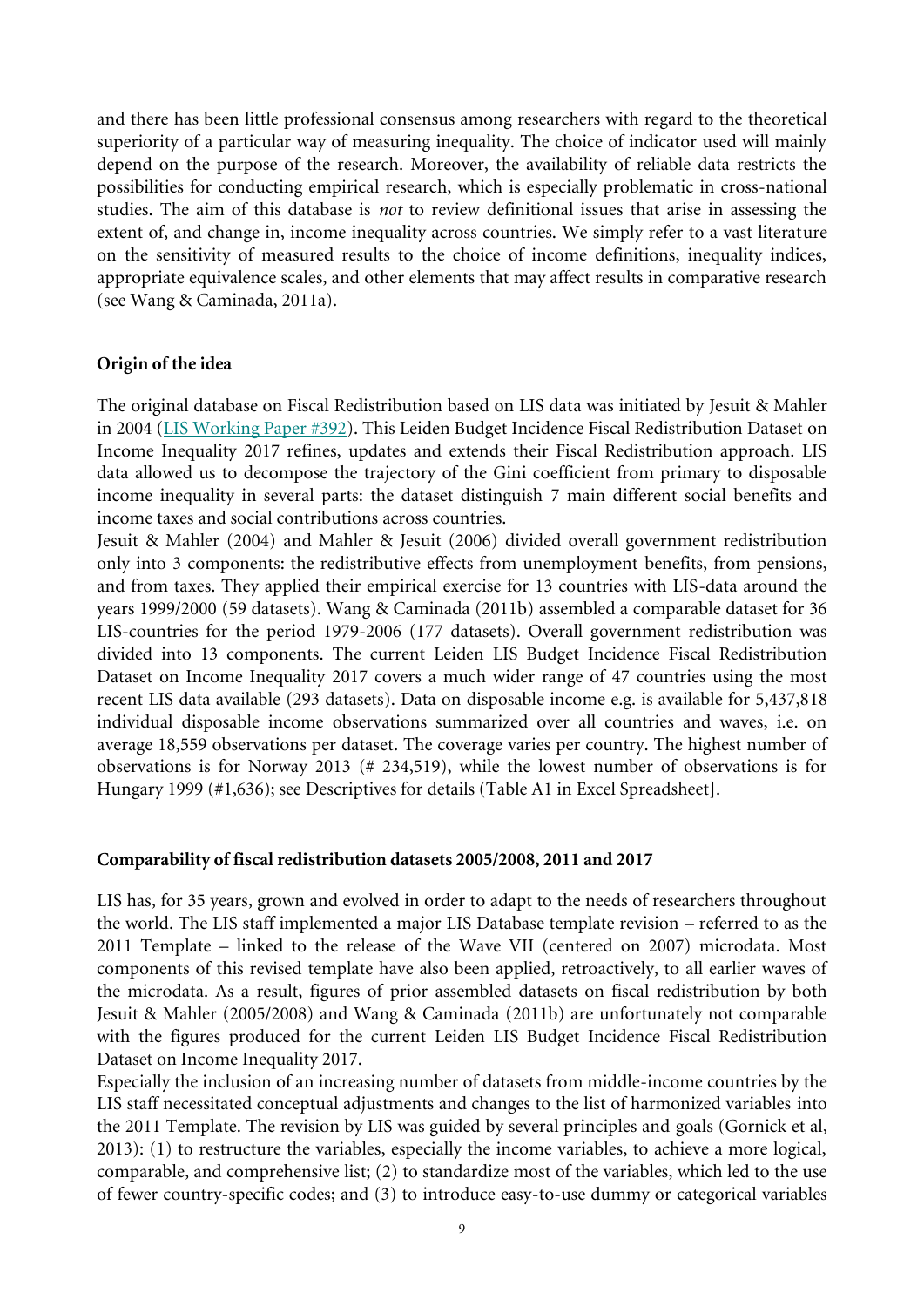and there has been little professional consensus among researchers with regard to the theoretical superiority of a particular way of measuring inequality. The choice of indicator used will mainly depend on the purpose of the research. Moreover, the availability of reliable data restricts the possibilities for conducting empirical research, which is especially problematic in cross-national studies. The aim of this database is *not* to review definitional issues that arise in assessing the extent of, and change in, income inequality across countries. We simply refer to a vast literature on the sensitivity of measured results to the choice of income definitions, inequality indices, appropriate equivalence scales, and other elements that may affect results in comparative research (see Wang & Caminada, 2011a).

**Origin of the idea**

The original database on Fiscal Redistribution based on LIS data was initiated by Jesuit & Mahler in 2004 (LIS Working Paper #392). This Leiden Budget Incidence Fiscal Redistribution Dataset on Income Inequality 2017 refines, updates and extends their Fiscal Redistribution approach. LIS data allowed us to decompose the trajectory of the Gini coefficient from primary to disposable income inequality in several parts: the dataset distinguish 7 main different social benefits and income taxes and social contributions across countries.

Jesuit & Mahler (2004) and Mahler & Jesuit (2006) divided overall government redistribution only into 3 components: the redistributive effects from unemployment benefits, from pensions, and from taxes. They applied their empirical exercise for 13 countries with LIS-data around the years 1999/2000 (59 datasets). Wang & Caminada (2011b) assembled a comparable dataset for 36 LIS-countries for the period 1979-2006 (177 datasets). Overall government redistribution was divided into 13 components. The current Leiden LIS Budget Incidence Fiscal Redistribution Dataset on Income Inequality 2017 covers a much wider range of 47 countries using the most recent LIS data available (293 datasets). Data on disposable income e.g. is available for 5,437,818 individual disposable income observations summarized over all countries and waves, i.e. on average 18,559 observations per dataset. The coverage varies per country. The highest number of observations is for Norway 2013 (# 234,519), while the lowest number of observations is for Hungary 1999 (#1,636); see Descriptives for details (Table A1 in Excel Spreadsheet].

**Comparability of fiscal redistribution datasets 2005/2008, 2011 and 2017**

LIS has, for 35 years, grown and evolved in order to adapt to the needs of researchers throughout the world. The LIS staff implemented a major LIS Database template revision – referred to as the 2011 Template – linked to the release of the Wave VII (centered on 2007) microdata. Most components of this revised template have also been applied, retroactively, to all earlier waves of the microdata. As a result, figures of prior assembled datasets on fiscal redistribution by both Jesuit & Mahler (2005/2008) and Wang & Caminada (2011b) are unfortunately not comparable with the figures produced for the current Leiden LIS Budget Incidence Fiscal Redistribution Dataset on Income Inequality 2017.

Especially the inclusion of an increasing number of datasets from middle-income countries by the LIS staff necessitated conceptual adjustments and changes to the list of harmonized variables into the 2011 Template. The revision by LIS was guided by several principles and goals (Gornick et al, 2013): (1) to restructure the variables, especially the income variables, to achieve a more logical, comparable, and comprehensive list; (2) to standardize most of the variables, which led to the use of fewer country-specific codes; and (3) to introduce easy-to-use dummy or categorical variables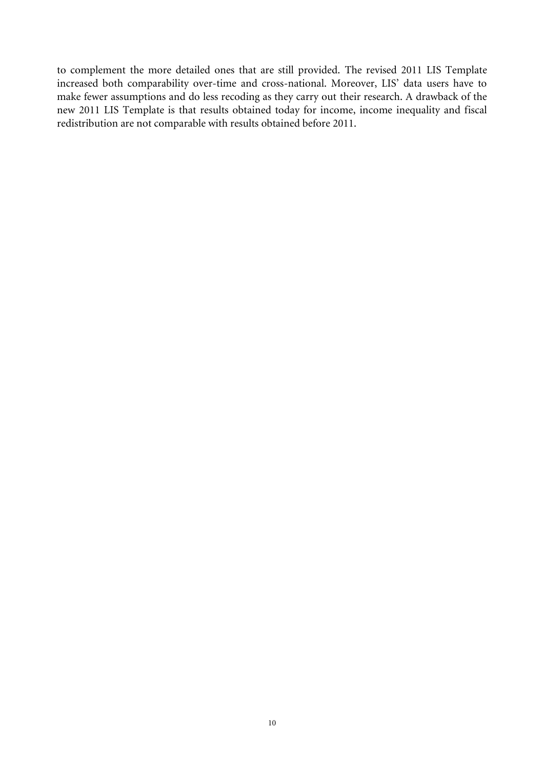to complement the more detailed ones that are still provided. The revised 2011 LIS Template increased both comparability over-time and cross-national. Moreover, LIS' data users have to make fewer assumptions and do less recoding as they carry out their research. A drawback of the new 2011 LIS Template is that results obtained today for income, income inequality and fiscal redistribution are not comparable with results obtained before 2011.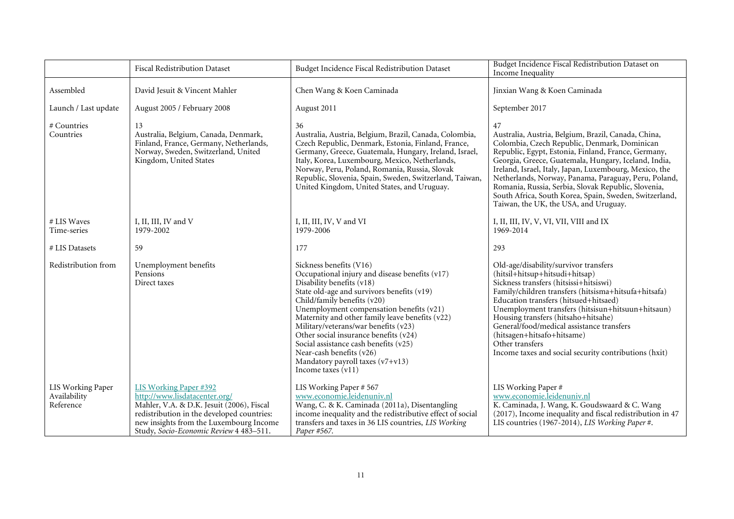| | Fiscal Redistribution Dataset | Budget Incidence Fiscal Redistribution Dataset | Budget Incidence Fiscal Redistribution Dataset on Income Inequality |
|---|---|---|---|
| Assembled | David Jesuit & Vincent Mahler | Chen Wang & Koen Caminada | Jinxian Wang & Koen Caminada |
| Launch / Last update | August 2005 / February 2008 | August 2011 | September 2017 |
| # Countries<br>Countries | 13<br>Australia, Belgium, Canada, Denmark, Finland, France, Germany, Netherlands, Norway, Sweden, Switzerland, United Kingdom, United States | 36<br>Australia, Austria, Belgium, Brazil, Canada, Colombia, Czech Republic, Denmark, Estonia, Finland, France, Germany, Greece, Guatemala, Hungary, Ireland, Israel, Italy, Korea, Luxembourg, Mexico, Netherlands, Norway, Peru, Poland, Romania, Russia, Slovak Republic, Slovenia, Spain, Sweden, Switzerland, Taiwan, United Kingdom, United States, and Uruguay. | 47<br>Australia, Austria, Belgium, Brazil, Canada, China, Colombia, Czech Republic, Denmark, Dominican Republic, Egypt, Estonia, Finland, France, Germany, Georgia, Greece, Guatemala, Hungary, Iceland, India, Ireland, Israel, Italy, Japan, Luxembourg, Mexico, the Netherlands, Norway, Panama, Paraguay, Peru, Poland, Romania, Russia, Serbia, Slovak Republic, Slovenia, South Africa, South Korea, Spain, Sweden, Switzerland, Taiwan, the UK, the USA, and Uruguay. |
| # LIS Waves<br>Time-series | I, II, III, IV and V<br>1979-2002 | I, II, III, IV, V and VI<br>1979-2006 | I, II, III, IV, V, VI, VII, VIII and IX<br>1969-2014 |
| # LIS Datasets | 59 | 177 | 293 |
| Redistribution from | Unemployment benefits<br>Pensions<br>Direct taxes | Sickness benefits (V16)<br>Occupational injury and disease benefits (v17)<br>Disability benefits (v18)<br>State old-age and survivors benefits (v19)<br>Child/family benefits (v20)<br>Unemployment compensation benefits (v21)<br>Maternity and other family leave benefits (v22)<br>Military/veterans/war benefits (v23)<br>Other social insurance benefits (v24)<br>Social assistance cash benefits (v25)<br>Near-cash benefits (v26)<br>Mandatory payroll taxes (v7+v13)<br>Income taxes (v11) | Old-age/disability/survivor transfers (hitsil+hitsup+hitsudi+hitsap)<br>Sickness transfers (hitsissi+hitsiswi)<br>Family/children transfers (hitsisma+hitsufa+hitsafa)<br>Education transfers (hitsued+hitsaed)<br>Unemployment transfers (hitsisun+hitsuun+hitsaun)<br>Housing transfers (hitsaho+hitsahe)<br>General/food/medical assistance transfers (hitsagen+hitsafo+hitsame)<br>Other transfers<br>Income taxes and social security contributions (hxit) |
| LIS Working Paper<br>Availability<br>Reference | LIS Working Paper #392<br>http://www.lisdatacenter.org/<br>Mahler, V.A. & D.K. Jesuit (2006), Fiscal redistribution in the developed countries: new insights from the Luxembourg Income Study, *Socio-Economic Review* 4 483–511. | LIS Working Paper # 567<br>www.economie.leidenuniv.nl<br>Wang, C. & K. Caminada (2011a), Disentangling income inequality and the redistributive effect of social transfers and taxes in 36 LIS countries, *LIS Working Paper #567*. | LIS Working Paper #<br>www.economie.leidenuniv.nl<br>K. Caminada, J. Wang, K. Goudswaard & C. Wang (2017), Income inequality and fiscal redistribution in 47 LIS countries (1967-2014), *LIS Working Paper #*. |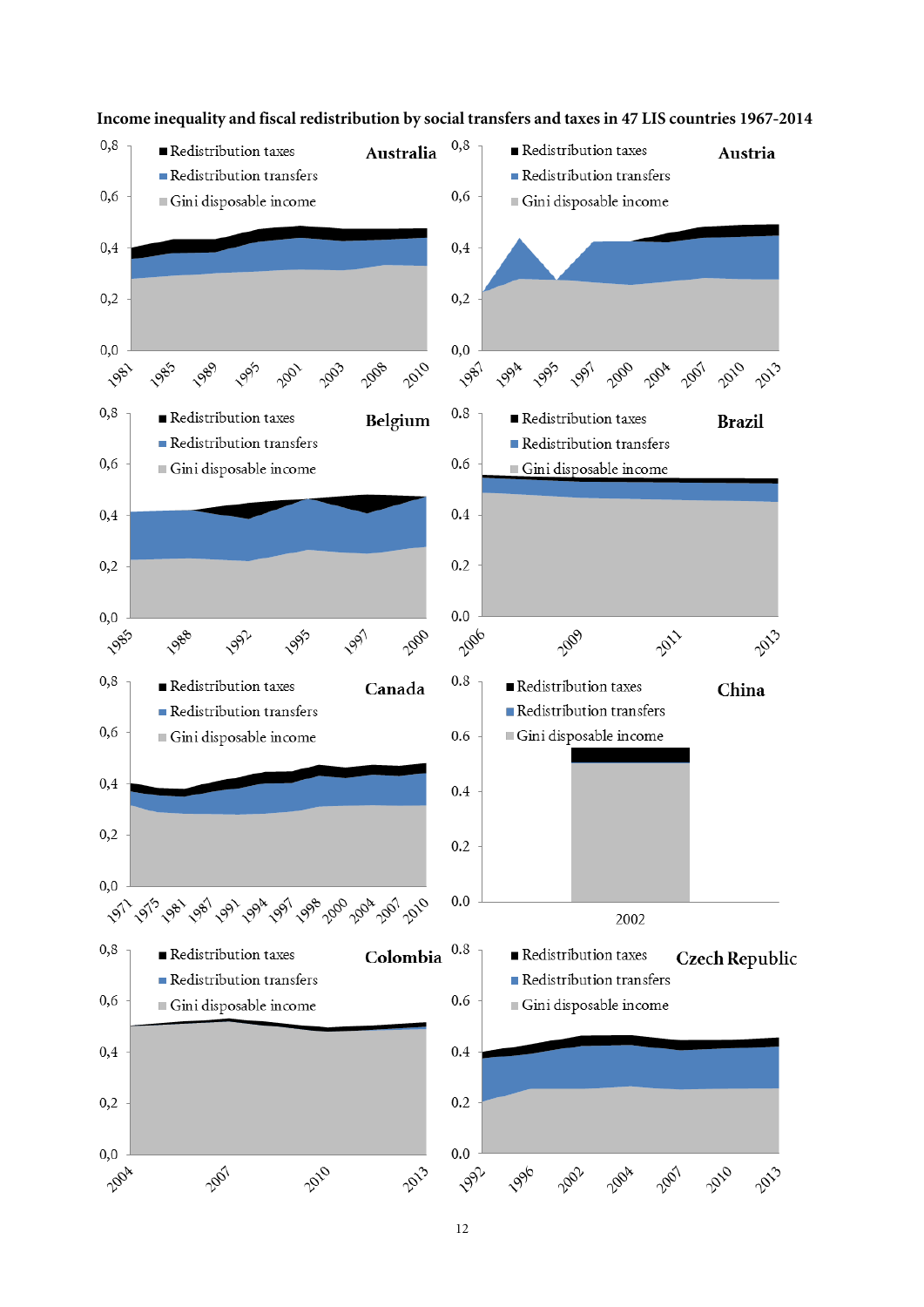**Income inequality and fiscal redistribution by social transfers and taxes in 47 LIS countries 1967-2014**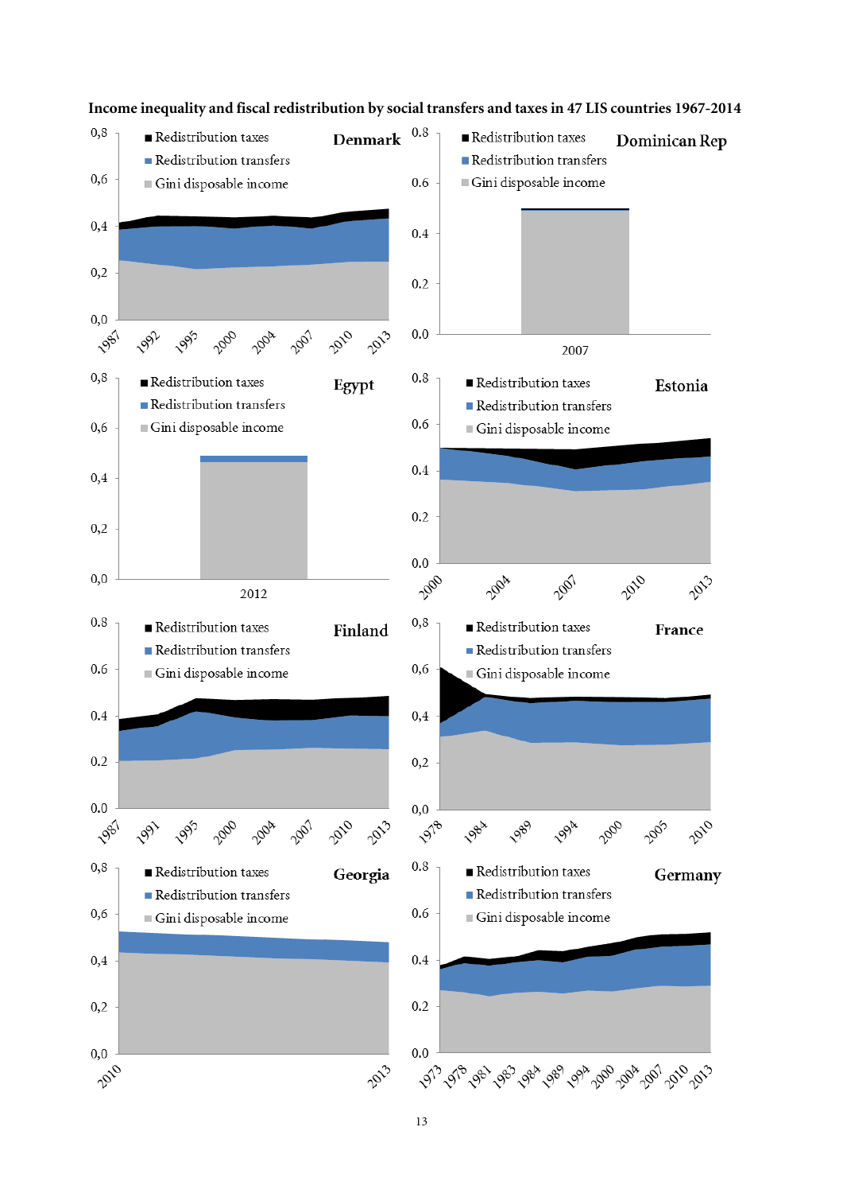**Income inequality and fiscal redistribution by social transfers and taxes in 47 LIS countries 1967-2014**

**Denmark**

- Redistribution taxes
- Redistribution transfers
- Gini disposable income

0,0 – 0,2 – 0,4 – 0,6 – 0,8

1987, 1992, 1995, 2000, 2004, 2007, 2010, 2013

**Dominican Rep**

- Redistribution taxes
- Redistribution transfers
- Gini disposable income

0.0 – 0.2 – 0.4 – 0.6 – 0.8

2007

**Egypt**

- Redistribution taxes
- Redistribution transfers
- Gini disposable income

0,0 – 0,2 – 0,4 – 0,6 – 0,8

2012

**Estonia**

- Redistribution taxes
- Redistribution transfers
- Gini disposable income

0.0 – 0.2 – 0.4 – 0.6 – 0.8

2000, 2004, 2007, 2010, 2013

**Finland**

- Redistribution taxes
- Redistribution transfers
- Gini disposable income

0.0 – 0.2 – 0.4 – 0.6 – 0.8

1987, 1991, 1995, 2000, 2004, 2007, 2010, 2013

**France**

- Redistribution taxes
- Redistribution transfers
- Gini disposable income

0,0 – 0,2 – 0,4 – 0,6 – 0,8

1978, 1984, 1989, 1994, 2000, 2005, 2010

**Georgia**

- Redistribution taxes
- Redistribution transfers
- Gini disposable income

0,0 – 0,2 – 0,4 – 0,6 – 0,8

2010, 2013

**Germany**

- Redistribution taxes
- Redistribution transfers
- Gini disposable income

0.0 – 0.2 – 0.4 – 0.6 – 0.8

1973, 1978, 1981, 1983, 1984, 1989, 1994, 2000, 2004, 2007, 2010, 2013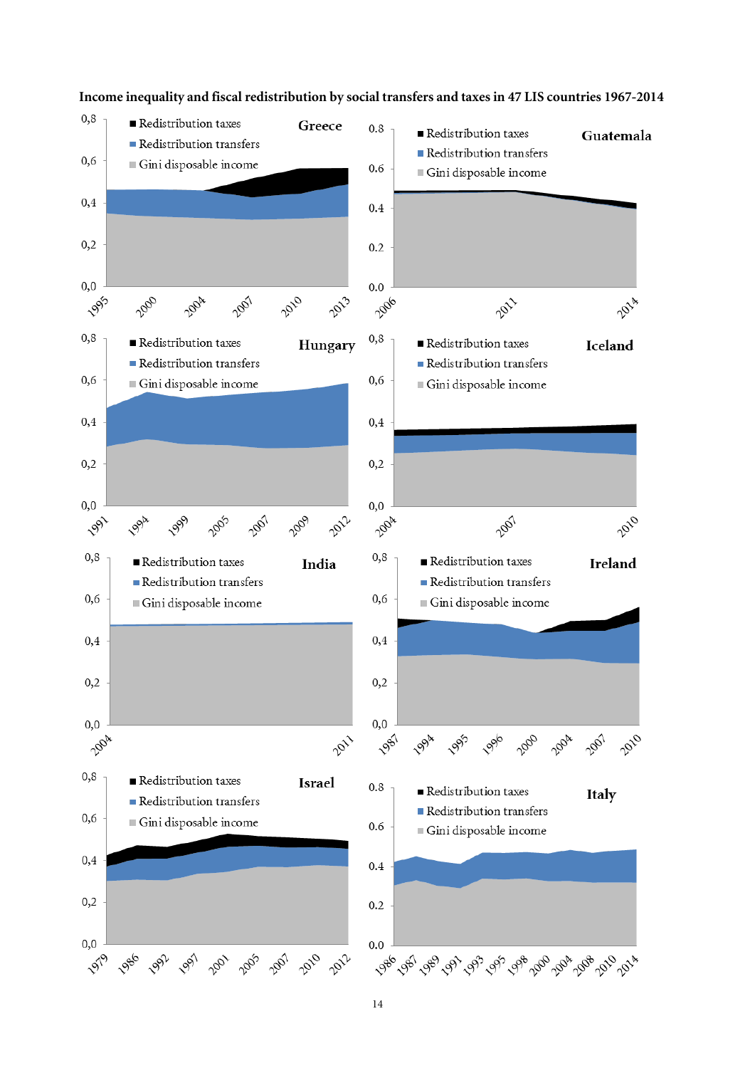**Income inequality and fiscal redistribution by social transfers and taxes in 47 LIS countries 1967-2014**

Greece

- Redistribution taxes
- Redistribution transfers
- Gini disposable income

Guatemala

- Redistribution taxes
- Redistribution transfers
- Gini disposable income

Hungary

- Redistribution taxes
- Redistribution transfers
- Gini disposable income

Iceland

- Redistribution taxes
- Redistribution transfers
- Gini disposable income

India

- Redistribution taxes
- Redistribution transfers
- Gini disposable income

Ireland

- Redistribution taxes
- Redistribution transfers
- Gini disposable income

Israel

- Redistribution taxes
- Redistribution transfers
- Gini disposable income

Italy

- Redistribution taxes
- Redistribution transfers
- Gini disposable income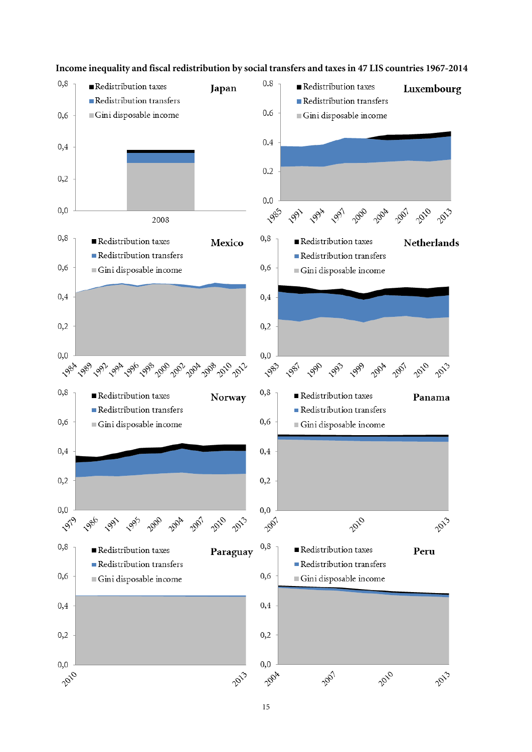**Income inequality and fiscal redistribution by social transfers and taxes in 47 LIS countries 1967-2014**

**Japan**

- Redistribution taxes
- Redistribution transfers
- Gini disposable income

0,8 / 0,6 / 0,4 / 0,2 / 0,0

2008

**Luxembourg**

- Redistribution taxes
- Redistribution transfers
- Gini disposable income

0.8 / 0.6 / 0.4 / 0.2 / 0.0

1985, 1991, 1994, 1997, 2000, 2004, 2007, 2010, 2013

**Mexico**

- Redistribution taxes
- Redistribution transfers
- Gini disposable income

0,8 / 0,6 / 0,4 / 0,2 / 0,0

1984, 1989, 1992, 1994, 1996, 1998, 2000, 2002, 2004, 2008, 2010, 2012

**Netherlands**

- Redistribution taxes
- Redistribution transfers
- Gini disposable income

0,8 / 0,6 / 0,4 / 0,2 / 0,0

1983, 1987, 1990, 1993, 1999, 2004, 2007, 2010, 2013

**Norway**

- Redistribution taxes
- Redistribution transfers
- Gini disposable income

0,8 / 0,6 / 0,4 / 0,2 / 0,0

1979, 1986, 1991, 1995, 2000, 2004, 2007, 2010, 2013

**Panama**

- Redistribution taxes
- Redistribution transfers
- Gini disposable income

0,8 / 0,6 / 0,4 / 0,2 / 0,0

2007, 2010, 2013

**Paraguay**

- Redistribution taxes
- Redistribution transfers
- Gini disposable income

0,8 / 0,6 / 0,4 / 0,2 / 0,0

2010, 2013

**Peru**

- Redistribution taxes
- Redistribution transfers
- Gini disposable income

0,8 / 0,6 / 0,4 / 0,2 / 0,0

2004, 2007, 2010, 2013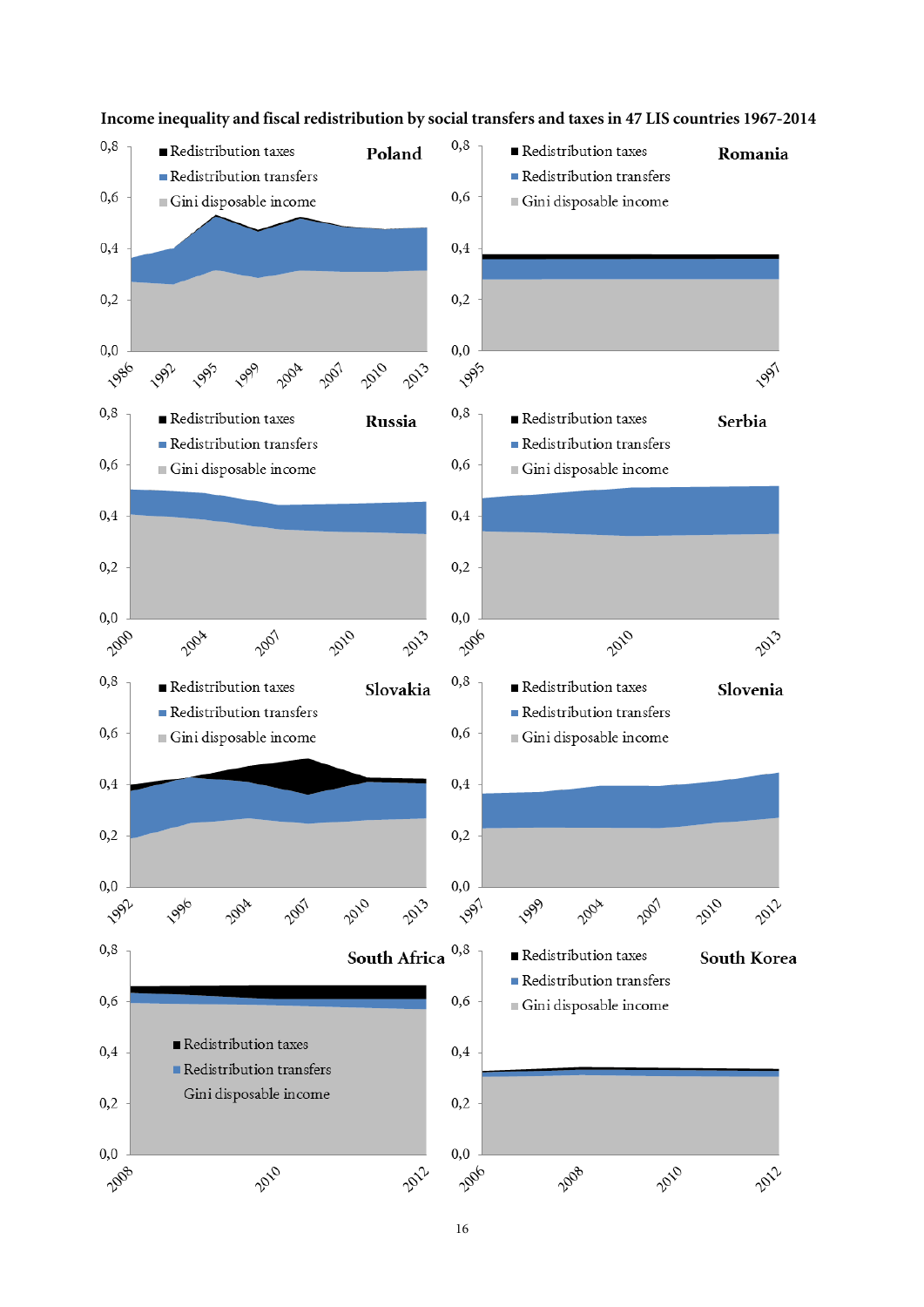**Income inequality and fiscal redistribution by social transfers and taxes in 47 LIS countries 1967-2014**

**Poland**

- Redistribution taxes
- Redistribution transfers
- Gini disposable income

**Romania**

- Redistribution taxes
- Redistribution transfers
- Gini disposable income

**Russia**

- Redistribution taxes
- Redistribution transfers
- Gini disposable income

**Serbia**

- Redistribution taxes
- Redistribution transfers
- Gini disposable income

**Slovakia**

- Redistribution taxes
- Redistribution transfers
- Gini disposable income

**Slovenia**

- Redistribution taxes
- Redistribution transfers
- Gini disposable income

**South Africa**

- Redistribution taxes
- Redistribution transfers
- Gini disposable income

**South Korea**

- Redistribution taxes
- Redistribution transfers
- Gini disposable income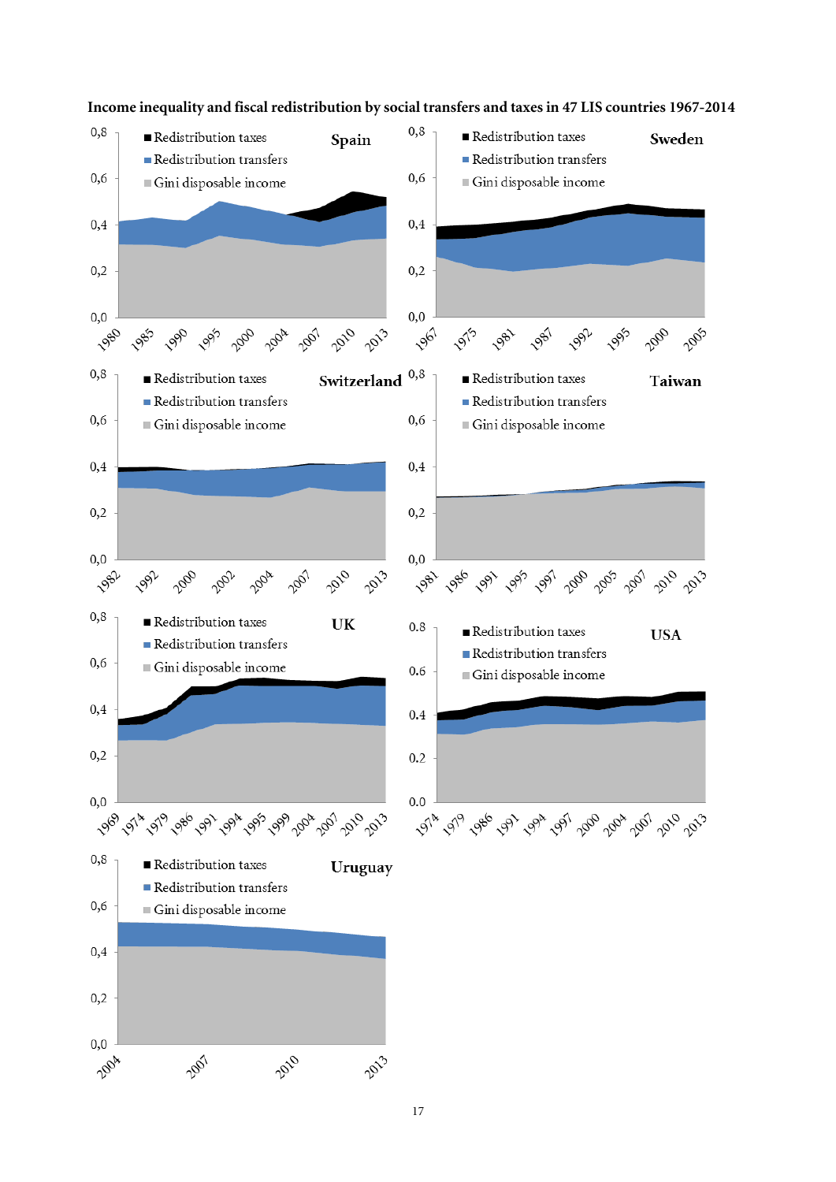**Income inequality and fiscal redistribution by social transfers and taxes in 47 LIS countries 1967-2014**

**Spain**

- Redistribution taxes
- Redistribution transfers
- Gini disposable income

0,8 | 0,6 | 0,4 | 0,2 | 0,0

1980, 1985, 1990, 1995, 2000, 2004, 2007, 2010, 2013

**Sweden**

- Redistribution taxes
- Redistribution transfers
- Gini disposable income

0,8 | 0,6 | 0,4 | 0,2 | 0,0

1967, 1975, 1981, 1987, 1992, 1995, 2000, 2005

**Switzerland**

- Redistribution taxes
- Redistribution transfers
- Gini disposable income

0,8 | 0,6 | 0,4 | 0,2 | 0,0

1982, 1992, 2000, 2002, 2004, 2007, 2010, 2013

**Taiwan**

- Redistribution taxes
- Redistribution transfers
- Gini disposable income

0,8 | 0,6 | 0,4 | 0,2 | 0,0

1981, 1986, 1991, 1995, 1997, 2000, 2005, 2007, 2010, 2013

**UK**

- Redistribution taxes
- Redistribution transfers
- Gini disposable income

0,8 | 0,6 | 0,4 | 0,2 | 0,0

1969, 1974, 1979, 1986, 1991, 1994, 1995, 1999, 2004, 2007, 2010, 2013

**USA**

- Redistribution taxes
- Redistribution transfers
- Gini disposable income

0.8 | 0.6 | 0.4 | 0.2 | 0.0

1974, 1979, 1986, 1991, 1994, 1997, 2000, 2004, 2007, 2010, 2013

**Uruguay**

- Redistribution taxes
- Redistribution transfers
- Gini disposable income

0,8 | 0,6 | 0,4 | 0,2 | 0,0

2004, 2007, 2010, 2013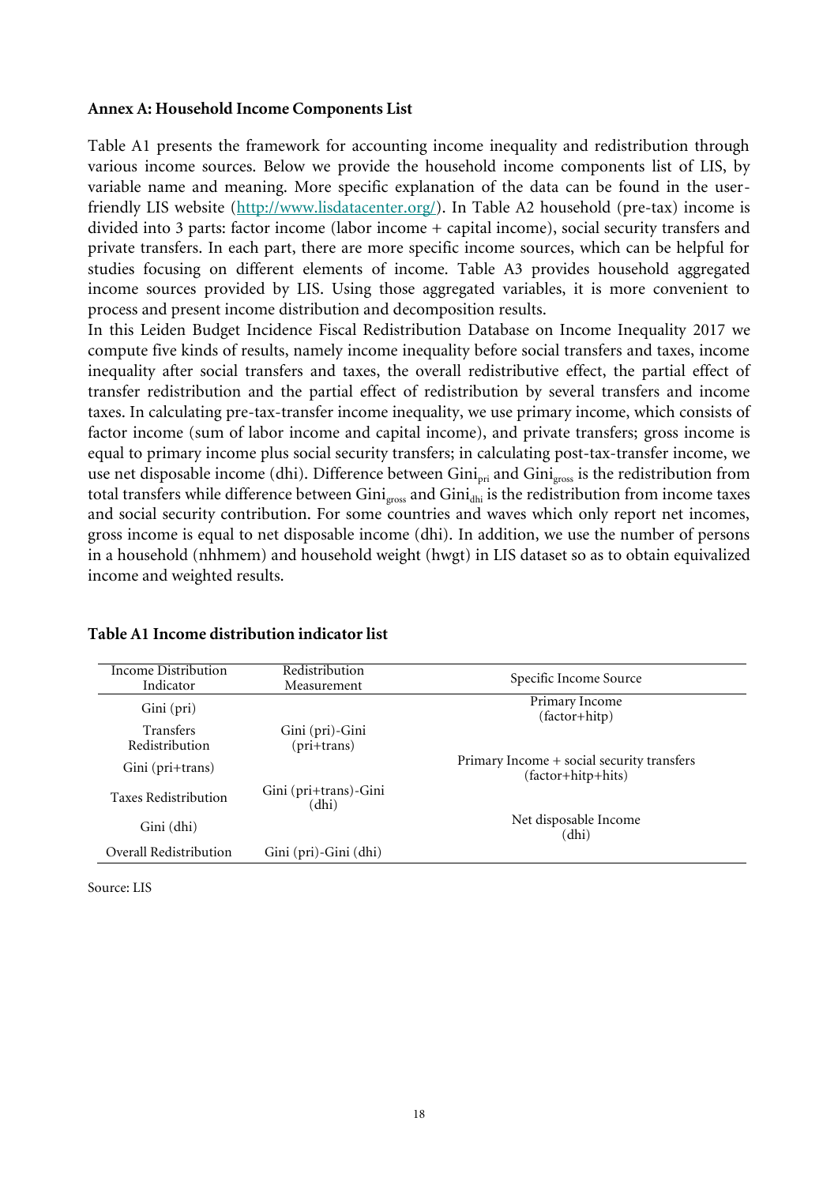**Annex A: Household Income Components List**

Table A1 presents the framework for accounting income inequality and redistribution through various income sources. Below we provide the household income components list of LIS, by variable name and meaning. More specific explanation of the data can be found in the user-friendly LIS website (http://www.lisdatacenter.org/). In Table A2 household (pre-tax) income is divided into 3 parts: factor income (labor income + capital income), social security transfers and private transfers. In each part, there are more specific income sources, which can be helpful for studies focusing on different elements of income. Table A3 provides household aggregated income sources provided by LIS. Using those aggregated variables, it is more convenient to process and present income distribution and decomposition results.

In this Leiden Budget Incidence Fiscal Redistribution Database on Income Inequality 2017 we compute five kinds of results, namely income inequality before social transfers and taxes, income inequality after social transfers and taxes, the overall redistributive effect, the partial effect of transfer redistribution and the partial effect of redistribution by several transfers and income taxes. In calculating pre-tax-transfer income inequality, we use primary income, which consists of factor income (sum of labor income and capital income), and private transfers; gross income is equal to primary income plus social security transfers; in calculating post-tax-transfer income, we use net disposable income (dhi). Difference between $Gini_{pri}$ and $Gini_{gross}$ is the redistribution from total transfers while difference between $Gini_{gross}$ and $Gini_{dhi}$ is the redistribution from income taxes and social security contribution. For some countries and waves which only report net incomes, gross income is equal to net disposable income (dhi). In addition, we use the number of persons in a household (nhhmem) and household weight (hwgt) in LIS dataset so as to obtain equivalized income and weighted results.

**Table A1 Income distribution indicator list**

| Income Distribution Indicator | Redistribution Measurement | Specific Income Source |
|---|---|---|
| Gini (pri) | | Primary Income (factor+hitp) |
| Transfers Redistribution | Gini (pri)-Gini (pri+trans) | |
| Gini (pri+trans) | | Primary Income + social security transfers (factor+hitp+hits) |
| Taxes Redistribution | Gini (pri+trans)-Gini (dhi) | |
| Gini (dhi) | | Net disposable Income (dhi) |
| Overall Redistribution | Gini (pri)-Gini (dhi) | |

Source: LIS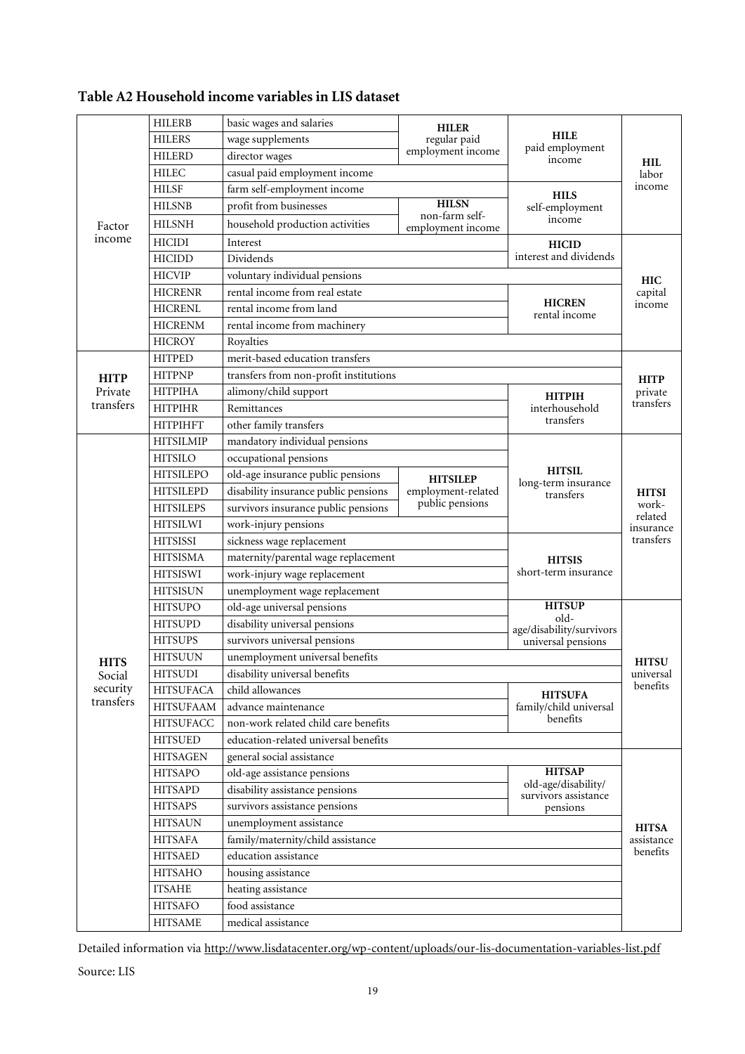## Table A2 Household income variables in LIS dataset

| | | | | | |
|---|---|---|---|---|---|
| Factor income | HILERB | basic wages and salaries | **HILER** regular paid employment income | **HILE** paid employment income | **HIL** labor income |
| | HILERS | wage supplements | | | |
| | HILERD | director wages | | | |
| | HILEC | casual paid employment income | | | |
| | HILSF | farm self-employment income | | **HILS** self-employment income | |
| | HILSNB | profit from businesses | **HILSN** non-farm self-employment income | | |
| | HILSNH | household production activities | | | |
| | HICIDI | Interest | | **HICID** interest and dividends | **HIC** capital income |
| | HICIDD | Dividends | | | |
| | HICVIP | voluntary individual pensions | | | |
| | HICRENR | rental income from real estate | | **HICREN** rental income | |
| | HICRENL | rental income from land | | | |
| | HICRENM | rental income from machinery | | | |
| | HICROY | Royalties | | | |
| **HITP** Private transfers | HITPED | merit-based education transfers | | | **HITP** private transfers |
| | HITPNP | transfers from non-profit institutions | | | |
| | HITPIHA | alimony/child support | | **HITPIH** interhousehold transfers | |
| | HITPIHR | Remittances | | | |
| | HITPIHFT | other family transfers | | | |
| **HITS** Social security transfers | HITSILMIP | mandatory individual pensions | | **HITSIL** long-term insurance transfers | **HITSI** work-related insurance transfers |
| | HITSILO | occupational pensions | | | |
| | HITSILEPO | old-age insurance public pensions | **HITSILEP** employment-related public pensions | | |
| | HITSILEPD | disability insurance public pensions | | | |
| | HITSILEPS | survivors insurance public pensions | | | |
| | HITSILWI | work-injury pensions | | | |
| | HITSISSI | sickness wage replacement | | **HITSIS** short-term insurance | |
| | HITSISMA | maternity/parental wage replacement | | | |
| | HITSISWI | work-injury wage replacement | | | |
| | HITSISUN | unemployment wage replacement | | | |
| | HITSUPO | old-age universal pensions | | **HITSUP** old-age/disability/survivors universal pensions | **HITSU** universal benefits |
| | HITSUPD | disability universal pensions | | | |
| | HITSUPS | survivors universal pensions | | | |
| | HITSUUN | unemployment universal benefits | | | |
| | HITSUDI | disability universal benefits | | | |
| | HITSUFACA | child allowances | | **HITSUFA** family/child universal benefits | |
| | HITSUFAAM | advance maintenance | | | |
| | HITSUFACC | non-work related child care benefits | | | |
| | HITSUED | education-related universal benefits | | | |
| | HITSAGEN | general social assistance | | | **HITSA** assistance benefits |
| | HITSAPO | old-age assistance pensions | | **HITSAP** old-age/disability/ survivors assistance pensions | |
| | HITSAPD | disability assistance pensions | | | |
| | HITSAPS | survivors assistance pensions | | | |
| | HITSAUN | unemployment assistance | | | |
| | HITSAFA | family/maternity/child assistance | | | |
| | HITSAED | education assistance | | | |
| | HITSAHO | housing assistance | | | |
| | ITSAHE | heating assistance | | | |
| | HITSAFO | food assistance | | | |
| | HITSAME | medical assistance | | | |

Detailed information via http://www.lisdatacenter.org/wp-content/uploads/our-lis-documentation-variables-list.pdf

Source: LIS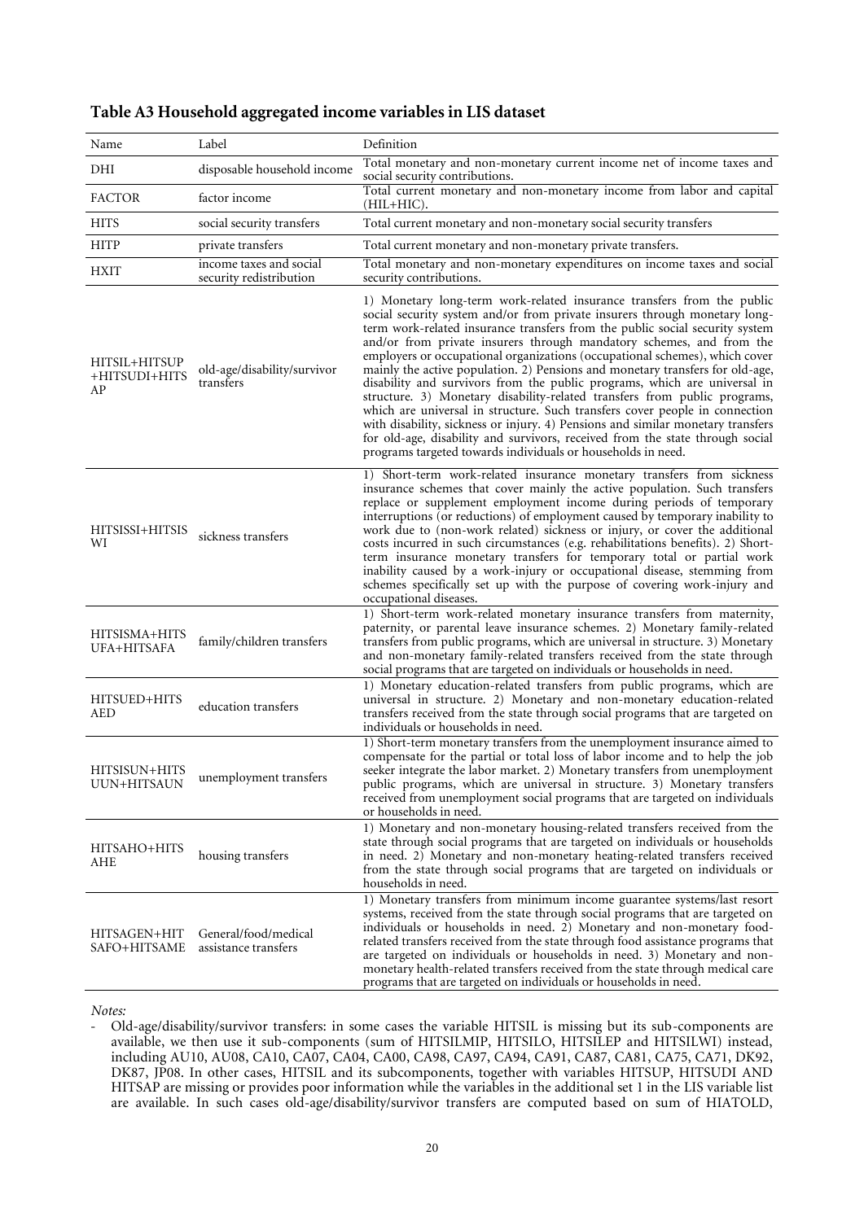**Table A3 Household aggregated income variables in LIS dataset**

| Name | Label | Definition |
|---|---|---|
| DHI | disposable household income | Total monetary and non-monetary current income net of income taxes and social security contributions. |
| FACTOR | factor income | Total current monetary and non-monetary income from labor and capital (HIL+HIC). |
| HITS | social security transfers | Total current monetary and non-monetary social security transfers |
| HITP | private transfers | Total current monetary and non-monetary private transfers. |
| HXIT | income taxes and social security redistribution | Total monetary and non-monetary expenditures on income taxes and social security contributions. |
| HITSIL+HITSUP+HITSUDI+HITSAP | old-age/disability/survivor transfers | 1) Monetary long-term work-related insurance transfers from the public social security system and/or from private insurers through monetary long-term work-related insurance transfers from the public social security system and/or from private insurers through mandatory schemes, and from the employers or occupational organizations (occupational schemes), which cover mainly the active population. 2) Pensions and monetary transfers for old-age, disability and survivors from the public programs, which are universal in structure. 3) Monetary disability-related transfers from public programs, which are universal in structure. Such transfers cover people in connection with disability, sickness or injury. 4) Pensions and similar monetary transfers for old-age, disability and survivors, received from the state through social programs targeted towards individuals or households in need. |
| HITSISSI+HITSISWI | sickness transfers | 1) Short-term work-related insurance monetary transfers from sickness insurance schemes that cover mainly the active population. Such transfers replace or supplement employment income during periods of temporary interruptions (or reductions) of employment caused by temporary inability to work due to (non-work related) sickness or injury, or cover the additional costs incurred in such circumstances (e.g. rehabilitations benefits). 2) Short-term insurance monetary transfers for temporary total or partial work inability caused by a work-injury or occupational disease, stemming from schemes specifically set up with the purpose of covering work-injury and occupational diseases. |
| HITSISMA+HITSUFA+HITSAFA | family/children transfers | 1) Short-term work-related monetary insurance transfers from maternity, paternity, or parental leave insurance schemes. 2) Monetary family-related transfers from public programs, which are universal in structure. 3) Monetary and non-monetary family-related transfers received from the state through social programs that are targeted on individuals or households in need. |
| HITSUED+HITSAED | education transfers | 1) Monetary education-related transfers from public programs, which are universal in structure. 2) Monetary and non-monetary education-related transfers received from the state through social programs that are targeted on individuals or households in need. |
| HITSISUN+HITSUUN+HITSAUN | unemployment transfers | 1) Short-term monetary transfers from the unemployment insurance aimed to compensate for the partial or total loss of labor income and to help the job seeker integrate the labor market. 2) Monetary transfers from unemployment public programs, which are universal in structure. 3) Monetary transfers received from unemployment social programs that are targeted on individuals or households in need. |
| HITSAHO+HITSAHE | housing transfers | 1) Monetary and non-monetary housing-related transfers received from the state through social programs that are targeted on individuals or households in need. 2) Monetary and non-monetary heating-related transfers received from the state through social programs that are targeted on individuals or households in need. |
| HITSAGEN+HITSAFO+HITSAME | General/food/medical assistance transfers | 1) Monetary transfers from minimum income guarantee systems/last resort systems, received from the state through social programs that are targeted on individuals or households in need. 2) Monetary and non-monetary food-related transfers received from the state through food assistance programs that are targeted on individuals or households in need. 3) Monetary and non-monetary health-related transfers received from the state through medical care programs that are targeted on individuals or households in need. |

*Notes:*

- Old-age/disability/survivor transfers: in some cases the variable HITSIL is missing but its sub-components are available, we then use it sub-components (sum of HITSILMIP, HITSILO, HITSILEP and HITSILWI) instead, including AU10, AU08, CA10, CA07, CA04, CA00, CA98, CA97, CA94, CA91, CA87, CA81, CA75, CA71, DK92, DK87, JP08. In other cases, HITSIL and its subcomponents, together with variables HITSUP, HITSUDI AND HITSAP are missing or provides poor information while the variables in the additional set 1 in the LIS variable list are available. In such cases old-age/disability/survivor transfers are computed based on sum of HIATOLD,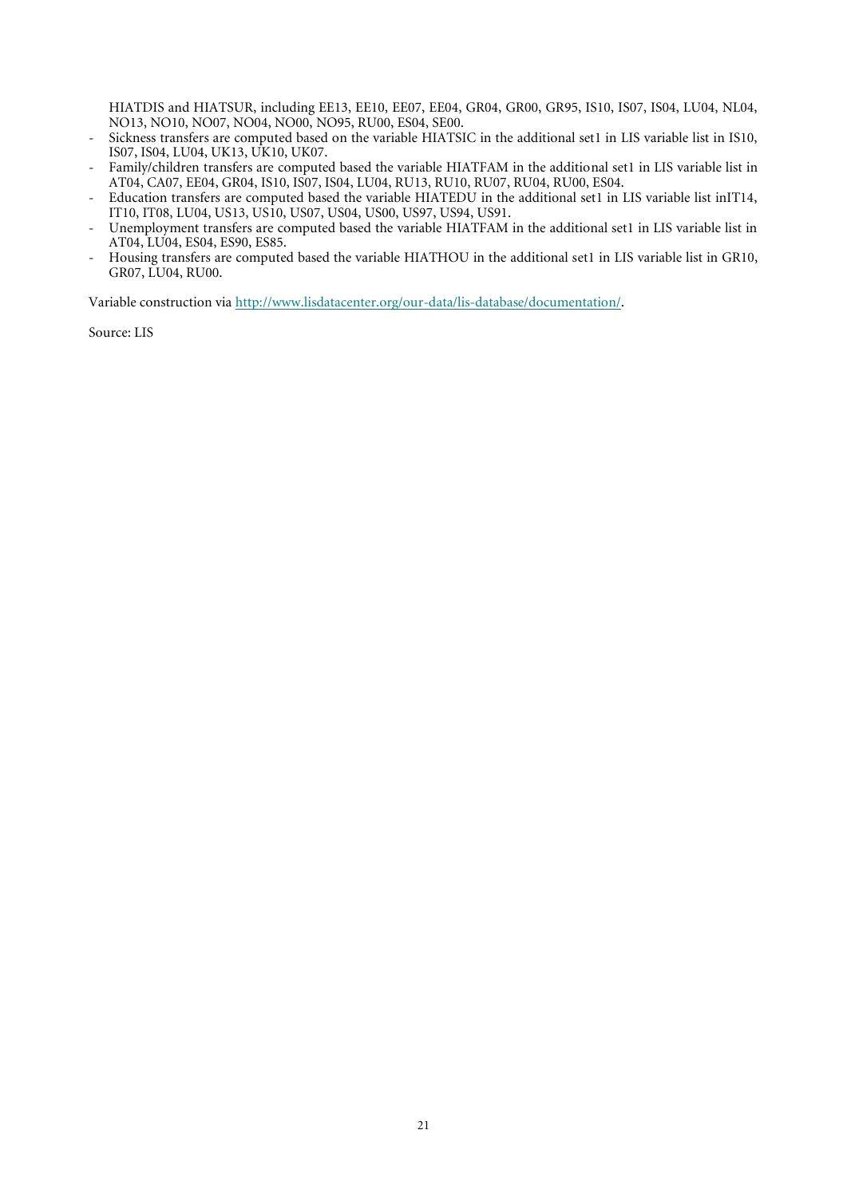HIATDIS and HIATSUR, including EE13, EE10, EE07, EE04, GR04, GR00, GR95, IS10, IS07, IS04, LU04, NL04, NO13, NO10, NO07, NO04, NO00, NO95, RU00, ES04, SE00.

- Sickness transfers are computed based on the variable HIATSIC in the additional set1 in LIS variable list in IS10, IS07, IS04, LU04, UK13, UK10, UK07.
- Family/children transfers are computed based the variable HIATFAM in the additional set1 in LIS variable list in AT04, CA07, EE04, GR04, IS10, IS07, IS04, LU04, RU13, RU10, RU07, RU04, RU00, ES04.
- Education transfers are computed based the variable HIATEDU in the additional set1 in LIS variable list inIT14, IT10, IT08, LU04, US13, US10, US07, US04, US00, US97, US94, US91.
- Unemployment transfers are computed based the variable HIATFAM in the additional set1 in LIS variable list in AT04, LU04, ES04, ES90, ES85.
- Housing transfers are computed based the variable HIATHOU in the additional set1 in LIS variable list in GR10, GR07, LU04, RU00.

Variable construction via [http://www.lisdatacenter.org/our-data/lis-database/documentation/](http://www.lisdatacenter.org/our-data/lis-database/documentation/).

Source: LIS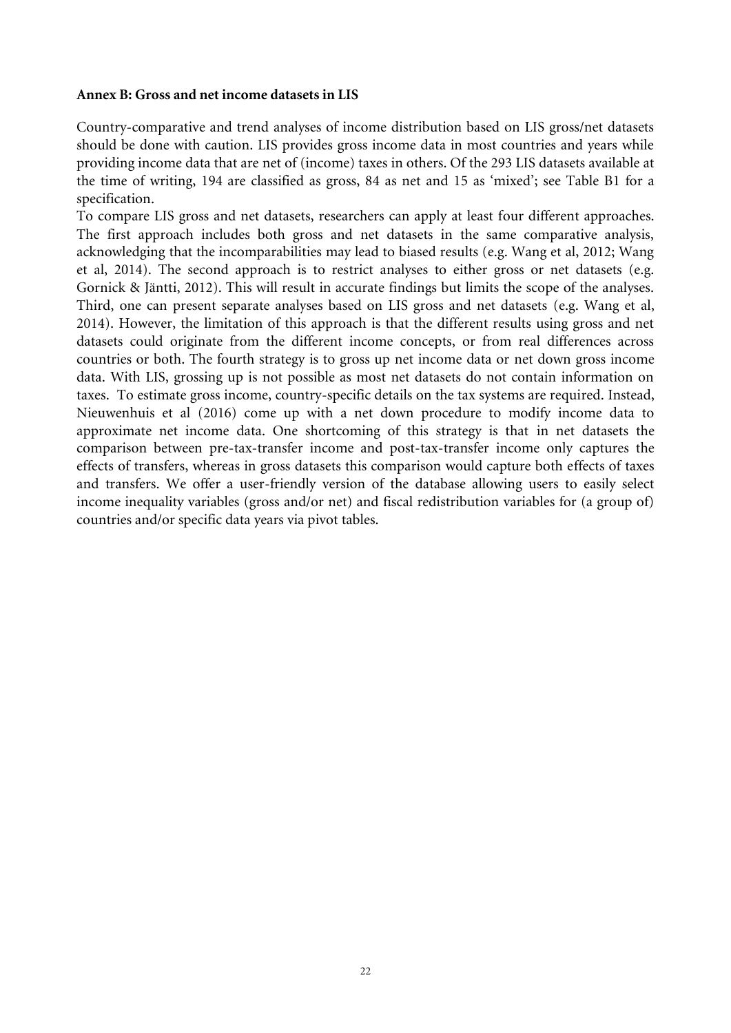**Annex B: Gross and net income datasets in LIS**

Country-comparative and trend analyses of income distribution based on LIS gross/net datasets should be done with caution. LIS provides gross income data in most countries and years while providing income data that are net of (income) taxes in others. Of the 293 LIS datasets available at the time of writing, 194 are classified as gross, 84 as net and 15 as 'mixed'; see Table B1 for a specification.

To compare LIS gross and net datasets, researchers can apply at least four different approaches. The first approach includes both gross and net datasets in the same comparative analysis, acknowledging that the incomparabilities may lead to biased results (e.g. Wang et al, 2012; Wang et al, 2014). The second approach is to restrict analyses to either gross or net datasets (e.g. Gornick & Jäntti, 2012). This will result in accurate findings but limits the scope of the analyses. Third, one can present separate analyses based on LIS gross and net datasets (e.g. Wang et al, 2014). However, the limitation of this approach is that the different results using gross and net datasets could originate from the different income concepts, or from real differences across countries or both. The fourth strategy is to gross up net income data or net down gross income data. With LIS, grossing up is not possible as most net datasets do not contain information on taxes. To estimate gross income, country-specific details on the tax systems are required. Instead, Nieuwenhuis et al (2016) come up with a net down procedure to modify income data to approximate net income data. One shortcoming of this strategy is that in net datasets the comparison between pre-tax-transfer income and post-tax-transfer income only captures the effects of transfers, whereas in gross datasets this comparison would capture both effects of taxes and transfers. We offer a user-friendly version of the database allowing users to easily select income inequality variables (gross and/or net) and fiscal redistribution variables for (a group of) countries and/or specific data years via pivot tables.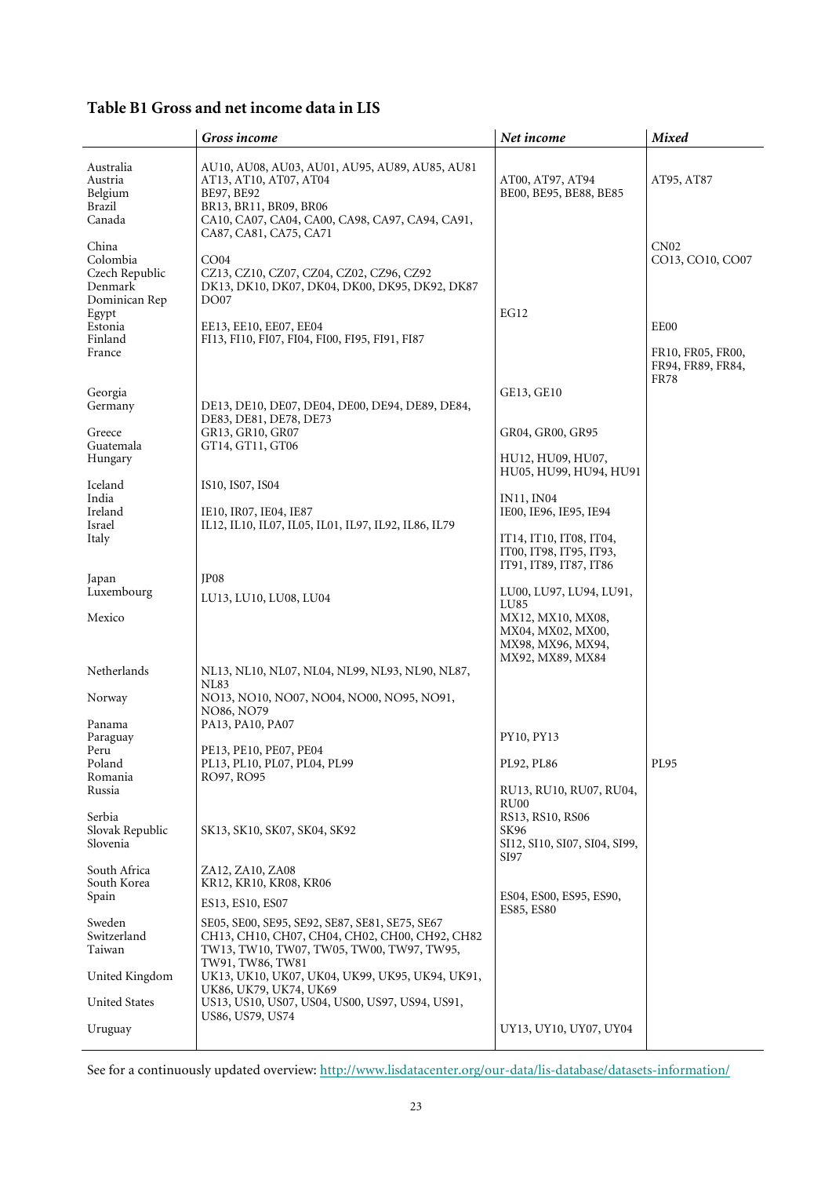## Table B1 Gross and net income data in LIS

| | *Gross income* | *Net income* | *Mixed* |
|---|---|---|---|
| Australia | AU10, AU08, AU03, AU01, AU95, AU89, AU85, AU81 | | |
| Austria | AT13, AT10, AT07, AT04 | AT00, AT97, AT94 | AT95, AT87 |
| Belgium | BE97, BE92 | BE00, BE95, BE88, BE85 | |
| Brazil | BR13, BR11, BR09, BR06 | | |
| Canada | CA10, CA07, CA04, CA00, CA98, CA97, CA94, CA91, CA87, CA81, CA75, CA71 | | |
| China | | | CN02 |
| Colombia | CO04 | | CO13, CO10, CO07 |
| Czech Republic | CZ13, CZ10, CZ07, CZ04, CZ02, CZ96, CZ92 | | |
| Denmark | DK13, DK10, DK07, DK04, DK00, DK95, DK92, DK87 | | |
| Dominican Rep | DO07 | | |
| Egypt | | EG12 | |
| Estonia | EE13, EE10, EE07, EE04 | | EE00 |
| Finland | FI13, FI10, FI07, FI04, FI00, FI95, FI91, FI87 | | |
| France | | | FR10, FR05, FR00, FR94, FR89, FR84, FR78 |
| Georgia | | GE13, GE10 | |
| Germany | DE13, DE10, DE07, DE04, DE00, DE94, DE89, DE84, DE83, DE81, DE78, DE73 | | |
| Greece | GR13, GR10, GR07 | GR04, GR00, GR95 | |
| Guatemala | GT14, GT11, GT06 | | |
| Hungary | | HU12, HU09, HU07, HU05, HU99, HU94, HU91 | |
| Iceland | IS10, IS07, IS04 | | |
| India | | IN11, IN04 | |
| Ireland | IE10, IR07, IE04, IE87 | IE00, IE96, IE95, IE94 | |
| Israel | IL12, IL10, IL07, IL05, IL01, IL97, IL92, IL86, IL79 | | |
| Italy | | IT14, IT10, IT08, IT04, IT00, IT98, IT95, IT93, IT91, IT89, IT87, IT86 | |
| Japan | JP08 | | |
| Luxembourg | LU13, LU10, LU08, LU04 | LU00, LU97, LU94, LU91, LU85 | |
| Mexico | | MX12, MX10, MX08, MX04, MX02, MX00, MX98, MX96, MX94, MX92, MX89, MX84 | |
| Netherlands | NL13, NL10, NL07, NL04, NL99, NL93, NL90, NL87, NL83 | | |
| Norway | NO13, NO10, NO07, NO04, NO00, NO95, NO91, NO86, NO79 | | |
| Panama | PA13, PA10, PA07 | | |
| Paraguay | | PY10, PY13 | |
| Peru | PE13, PE10, PE07, PE04 | | |
| Poland | PL13, PL10, PL07, PL04, PL99 | PL92, PL86 | PL95 |
| Romania | RO97, RO95 | | |
| Russia | | RU13, RU10, RU07, RU04, RU00 | |
| Serbia | | RS13, RS10, RS06 | |
| Slovak Republic | SK13, SK10, SK07, SK04, SK92 | SK96 | |
| Slovenia | | SI12, SI10, SI07, SI04, SI99, SI97 | |
| South Africa | ZA12, ZA10, ZA08 | | |
| South Korea | KR12, KR10, KR08, KR06 | | |
| Spain | ES13, ES10, ES07 | ES04, ES00, ES95, ES90, ES85, ES80 | |
| Sweden | SE05, SE00, SE95, SE92, SE87, SE81, SE75, SE67 | | |
| Switzerland | CH13, CH10, CH07, CH04, CH02, CH00, CH92, CH82 | | |
| Taiwan | TW13, TW10, TW07, TW05, TW00, TW97, TW95, TW91, TW86, TW81 | | |
| United Kingdom | UK13, UK10, UK07, UK04, UK99, UK95, UK94, UK91, UK86, UK79, UK74, UK69 | | |
| United States | US13, US10, US07, US04, US00, US97, US94, US91, US86, US79, US74 | | |
| Uruguay | | UY13, UY10, UY07, UY04 | |

See for a continuously updated overview: http://www.lisdatacenter.org/our-data/lis-database/datasets-information/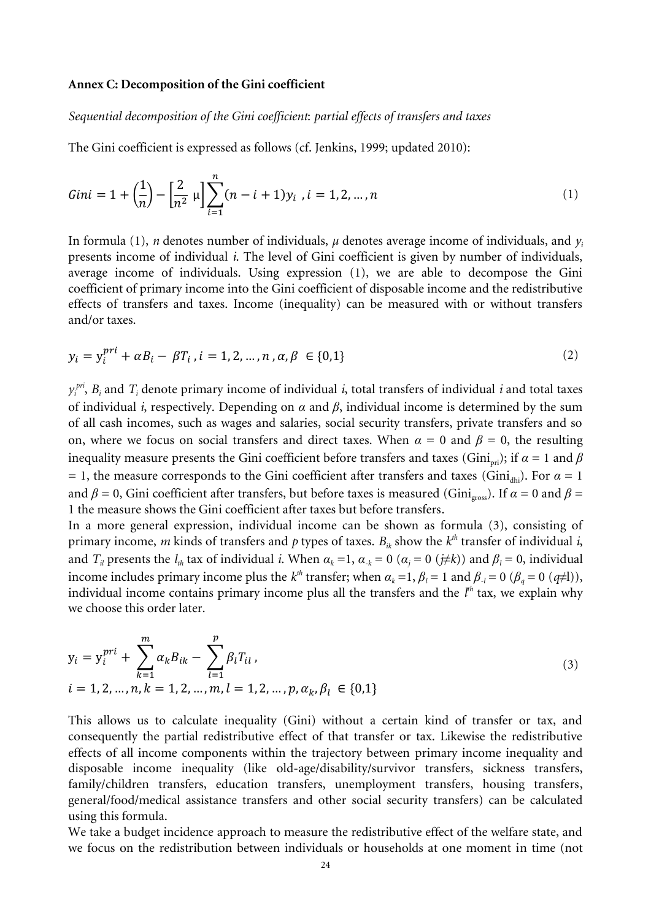## Annex C: Decomposition of the Gini coefficient

*Sequential decomposition of the Gini coefficient: partial effects of transfers and taxes*

The Gini coefficient is expressed as follows (cf. Jenkins, 1999; updated 2010):

$$Gini = 1 + \left(\frac{1}{n}\right) - \left[\frac{2}{n^2}\ \mu\right] \sum_{i=1}^{n} (n - i + 1) y_i \ , i = 1, 2, \ldots, n \tag{1}$$

In formula (1), *n* denotes number of individuals, $\mu$ denotes average income of individuals, and $y_i$ presents income of individual *i*. The level of Gini coefficient is given by number of individuals, average income of individuals. Using expression (1), we are able to decompose the Gini coefficient of primary income into the Gini coefficient of disposable income and the redistributive effects of transfers and taxes. Income (inequality) can be measured with or without transfers and/or taxes.

$$y_i = y_i^{pri} + \alpha B_i - \beta T_i \ , i = 1, 2, \ldots, n \ , \alpha, \beta \ \in \{0,1\} \tag{2}$$

$y_i^{pri}$, $B_i$ and $T_i$ denote primary income of individual *i*, total transfers of individual *i* and total taxes of individual *i*, respectively. Depending on $\alpha$ and $\beta$, individual income is determined by the sum of all cash incomes, such as wages and salaries, social security transfers, private transfers and so on, where we focus on social transfers and direct taxes. When $\alpha = 0$ and $\beta = 0$, the resulting inequality measure presents the Gini coefficient before transfers and taxes ($Gini_{pri}$); if $\alpha = 1$ and $\beta = 1$, the measure corresponds to the Gini coefficient after transfers and taxes ($Gini_{dhi}$). For $\alpha = 1$ and $\beta = 0$, Gini coefficient after transfers, but before taxes is measured ($Gini_{gross}$). If $\alpha = 0$ and $\beta = 1$ the measure shows the Gini coefficient after taxes but before transfers.

In a more general expression, individual income can be shown as formula (3), consisting of primary income, *m* kinds of transfers and *p* types of taxes. $B_{ik}$ show the $k^{th}$ transfer of individual *i*, and $T_{il}$ presents the $l_{th}$ tax of individual *i*. When $\alpha_k = 1$, $\alpha_{-k} = 0$ ($\alpha_j = 0$ ($j \neq k$)) and $\beta_l = 0$, individual income includes primary income plus the $k^{th}$ transfer; when $\alpha_k = 1$, $\beta_l = 1$ and $\beta_{-l} = 0$ ($\beta_q = 0$ ($q \neq l$)), individual income contains primary income plus all the transfers and the $l^{th}$ tax, we explain why we choose this order later.

$$y_i = y_i^{pri} + \sum_{k=1}^{m} \alpha_k B_{ik} - \sum_{l=1}^{p} \beta_l T_{il} \ ,$$
$$i = 1, 2, \ldots, n, k = 1, 2, \ldots, m, l = 1, 2, \ldots, p, \alpha_k, \beta_l \ \in \{0,1\} \tag{3}$$

This allows us to calculate inequality (Gini) without a certain kind of transfer or tax, and consequently the partial redistributive effect of that transfer or tax. Likewise the redistributive effects of all income components within the trajectory between primary income inequality and disposable income inequality (like old-age/disability/survivor transfers, sickness transfers, family/children transfers, education transfers, unemployment transfers, housing transfers, general/food/medical assistance transfers and other social security transfers) can be calculated using this formula.

We take a budget incidence approach to measure the redistributive effect of the welfare state, and we focus on the redistribution between individuals or households at one moment in time (not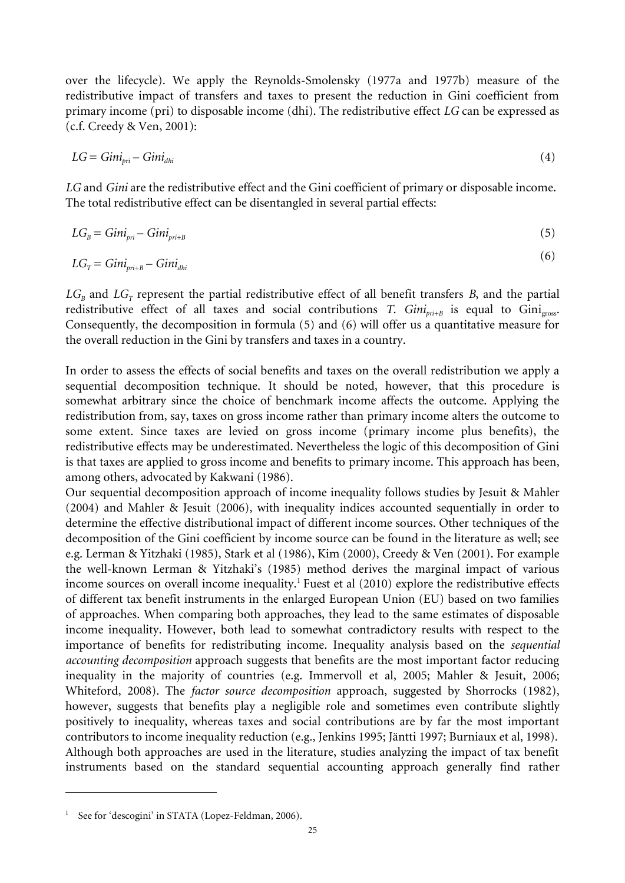over the lifecycle). We apply the Reynolds-Smolensky (1977a and 1977b) measure of the redistributive impact of transfers and taxes to present the reduction in Gini coefficient from primary income (pri) to disposable income (dhi). The redistributive effect *LG* can be expressed as (c.f. Creedy & Ven, 2001):

$$LG = Gini_{pri} - Gini_{dhi} \tag{4}$$

*LG* and *Gini* are the redistributive effect and the Gini coefficient of primary or disposable income. The total redistributive effect can be disentangled in several partial effects:

$$LG_B = Gini_{pri} - Gini_{pri+B} \tag{5}$$

$$LG_T = Gini_{pri+B} - Gini_{dhi} \tag{6}$$

$LG_B$ and $LG_T$ represent the partial redistributive effect of all benefit transfers *B*, and the partial redistributive effect of all taxes and social contributions *T*. $Gini_{pri+B}$ is equal to $Gini_{gross}$. Consequently, the decomposition in formula (5) and (6) will offer us a quantitative measure for the overall reduction in the Gini by transfers and taxes in a country.

In order to assess the effects of social benefits and taxes on the overall redistribution we apply a sequential decomposition technique. It should be noted, however, that this procedure is somewhat arbitrary since the choice of benchmark income affects the outcome. Applying the redistribution from, say, taxes on gross income rather than primary income alters the outcome to some extent. Since taxes are levied on gross income (primary income plus benefits), the redistributive effects may be underestimated. Nevertheless the logic of this decomposition of Gini is that taxes are applied to gross income and benefits to primary income. This approach has been, among others, advocated by Kakwani (1986).

Our sequential decomposition approach of income inequality follows studies by Jesuit & Mahler (2004) and Mahler & Jesuit (2006), with inequality indices accounted sequentially in order to determine the effective distributional impact of different income sources. Other techniques of the decomposition of the Gini coefficient by income source can be found in the literature as well; see e.g. Lerman & Yitzhaki (1985), Stark et al (1986), Kim (2000), Creedy & Ven (2001). For example the well-known Lerman & Yitzhaki's (1985) method derives the marginal impact of various income sources on overall income inequality.[1] Fuest et al (2010) explore the redistributive effects of different tax benefit instruments in the enlarged European Union (EU) based on two families of approaches. When comparing both approaches, they lead to the same estimates of disposable income inequality. However, both lead to somewhat contradictory results with respect to the importance of benefits for redistributing income. Inequality analysis based on the *sequential accounting decomposition* approach suggests that benefits are the most important factor reducing inequality in the majority of countries (e.g. Immervoll et al, 2005; Mahler & Jesuit, 2006; Whiteford, 2008). The *factor source decomposition* approach, suggested by Shorrocks (1982), however, suggests that benefits play a negligible role and sometimes even contribute slightly positively to inequality, whereas taxes and social contributions are by far the most important contributors to income inequality reduction (e.g., Jenkins 1995; Jäntti 1997; Burniaux et al, 1998). Although both approaches are used in the literature, studies analyzing the impact of tax benefit instruments based on the standard sequential accounting approach generally find rather

[1] See for 'descogini' in STATA (Lopez-Feldman, 2006).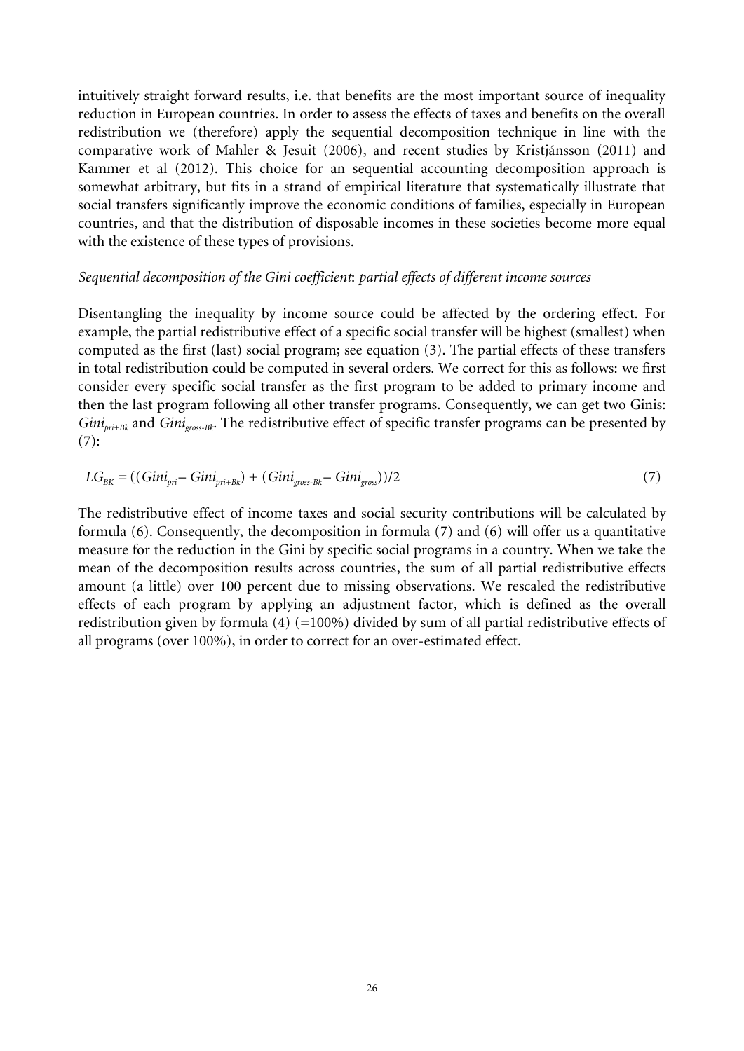intuitively straight forward results, i.e. that benefits are the most important source of inequality reduction in European countries. In order to assess the effects of taxes and benefits on the overall redistribution we (therefore) apply the sequential decomposition technique in line with the comparative work of Mahler & Jesuit (2006), and recent studies by Kristjánsson (2011) and Kammer et al (2012). This choice for an sequential accounting decomposition approach is somewhat arbitrary, but fits in a strand of empirical literature that systematically illustrate that social transfers significantly improve the economic conditions of families, especially in European countries, and that the distribution of disposable incomes in these societies become more equal with the existence of these types of provisions.

*Sequential decomposition of the Gini coefficient: partial effects of different income sources*

Disentangling the inequality by income source could be affected by the ordering effect. For example, the partial redistributive effect of a specific social transfer will be highest (smallest) when computed as the first (last) social program; see equation (3). The partial effects of these transfers in total redistribution could be computed in several orders. We correct for this as follows: we first consider every specific social transfer as the first program to be added to primary income and then the last program following all other transfer programs. Consequently, we can get two Ginis: $Gini_{pri+Bk}$ and $Gini_{gross-Bk}$. The redistributive effect of specific transfer programs can be presented by (7):

$$LG_{BK} = ((Gini_{pri} - Gini_{pri+Bk}) + (Gini_{gross-Bk} - Gini_{gross}))/2 \tag{7}$$

The redistributive effect of income taxes and social security contributions will be calculated by formula (6). Consequently, the decomposition in formula (7) and (6) will offer us a quantitative measure for the reduction in the Gini by specific social programs in a country. When we take the mean of the decomposition results across countries, the sum of all partial redistributive effects amount (a little) over 100 percent due to missing observations. We rescaled the redistributive effects of each program by applying an adjustment factor, which is defined as the overall redistribution given by formula (4) (=100%) divided by sum of all partial redistributive effects of all programs (over 100%), in order to correct for an over-estimated effect.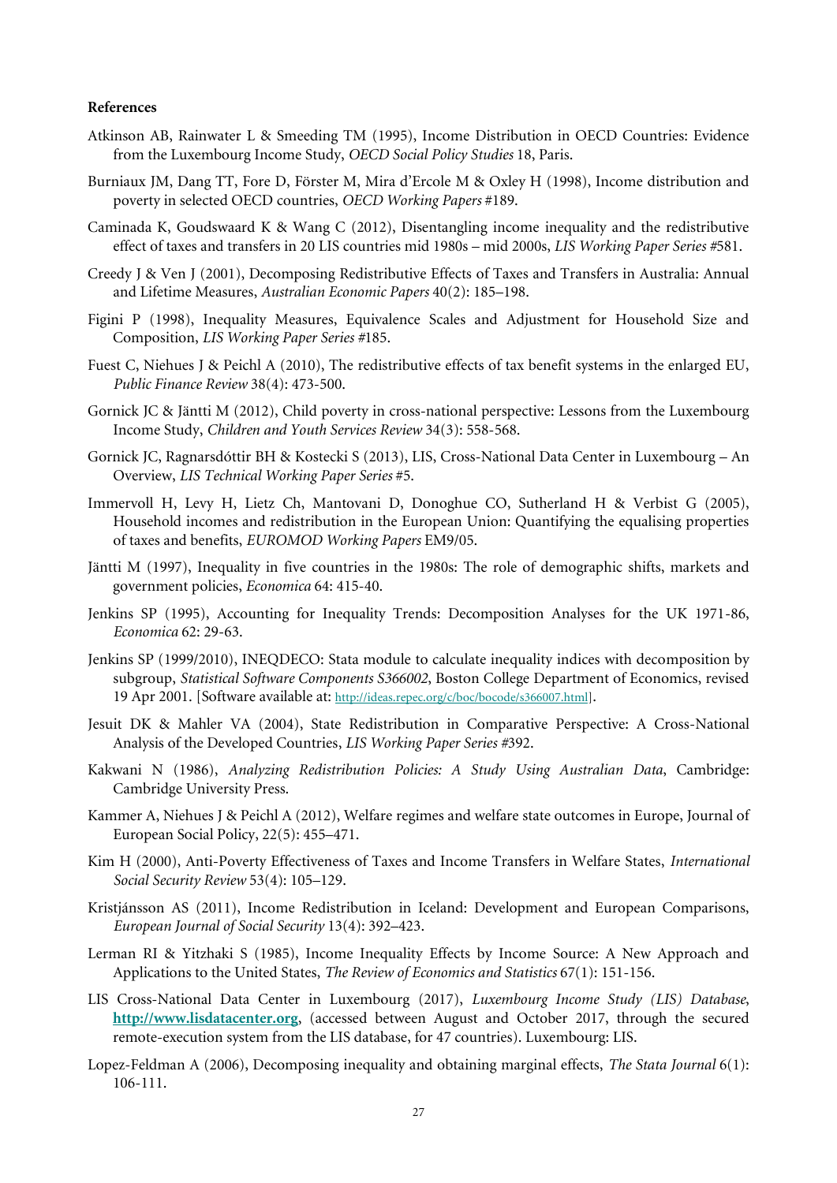**References**

Atkinson AB, Rainwater L & Smeeding TM (1995), Income Distribution in OECD Countries: Evidence from the Luxembourg Income Study, *OECD Social Policy Studies* 18, Paris.

Burniaux JM, Dang TT, Fore D, Förster M, Mira d'Ercole M & Oxley H (1998), Income distribution and poverty in selected OECD countries, *OECD Working Papers* #189.

Caminada K, Goudswaard K & Wang C (2012), Disentangling income inequality and the redistributive effect of taxes and transfers in 20 LIS countries mid 1980s – mid 2000s, *LIS Working Paper Series* #581.

Creedy J & Ven J (2001), Decomposing Redistributive Effects of Taxes and Transfers in Australia: Annual and Lifetime Measures, *Australian Economic Papers* 40(2): 185–198.

Figini P (1998), Inequality Measures, Equivalence Scales and Adjustment for Household Size and Composition, *LIS Working Paper Series* #185.

Fuest C, Niehues J & Peichl A (2010), The redistributive effects of tax benefit systems in the enlarged EU, *Public Finance Review* 38(4): 473-500.

Gornick JC & Jäntti M (2012), Child poverty in cross-national perspective: Lessons from the Luxembourg Income Study, *Children and Youth Services Review* 34(3): 558-568.

Gornick JC, Ragnarsdóttir BH & Kostecki S (2013), LIS, Cross-National Data Center in Luxembourg – An Overview, *LIS Technical Working Paper Series* #5.

Immervoll H, Levy H, Lietz Ch, Mantovani D, Donoghue CO, Sutherland H & Verbist G (2005), Household incomes and redistribution in the European Union: Quantifying the equalising properties of taxes and benefits, *EUROMOD Working Papers* EM9/05.

Jäntti M (1997), Inequality in five countries in the 1980s: The role of demographic shifts, markets and government policies, *Economica* 64: 415-40.

Jenkins SP (1995), Accounting for Inequality Trends: Decomposition Analyses for the UK 1971-86, *Economica* 62: 29-63.

Jenkins SP (1999/2010), INEQDECO: Stata module to calculate inequality indices with decomposition by subgroup, *Statistical Software Components S366002*, Boston College Department of Economics, revised 19 Apr 2001. [Software available at: http://ideas.repec.org/c/boc/bocode/s366007.html].

Jesuit DK & Mahler VA (2004), State Redistribution in Comparative Perspective: A Cross-National Analysis of the Developed Countries, *LIS Working Paper Series* #392.

Kakwani N (1986), *Analyzing Redistribution Policies: A Study Using Australian Data*, Cambridge: Cambridge University Press.

Kammer A, Niehues J & Peichl A (2012), Welfare regimes and welfare state outcomes in Europe, Journal of European Social Policy, 22(5): 455–471.

Kim H (2000), Anti-Poverty Effectiveness of Taxes and Income Transfers in Welfare States, *International Social Security Review* 53(4): 105–129.

Kristjánsson AS (2011), Income Redistribution in Iceland: Development and European Comparisons, *European Journal of Social Security* 13(4): 392–423.

Lerman RI & Yitzhaki S (1985), Income Inequality Effects by Income Source: A New Approach and Applications to the United States, *The Review of Economics and Statistics* 67(1): 151-156.

LIS Cross-National Data Center in Luxembourg (2017), *Luxembourg Income Study (LIS) Database*, **http://www.lisdatacenter.org**, (accessed between August and October 2017, through the secured remote-execution system from the LIS database, for 47 countries). Luxembourg: LIS.

Lopez-Feldman A (2006), Decomposing inequality and obtaining marginal effects, *The Stata Journal* 6(1): 106-111.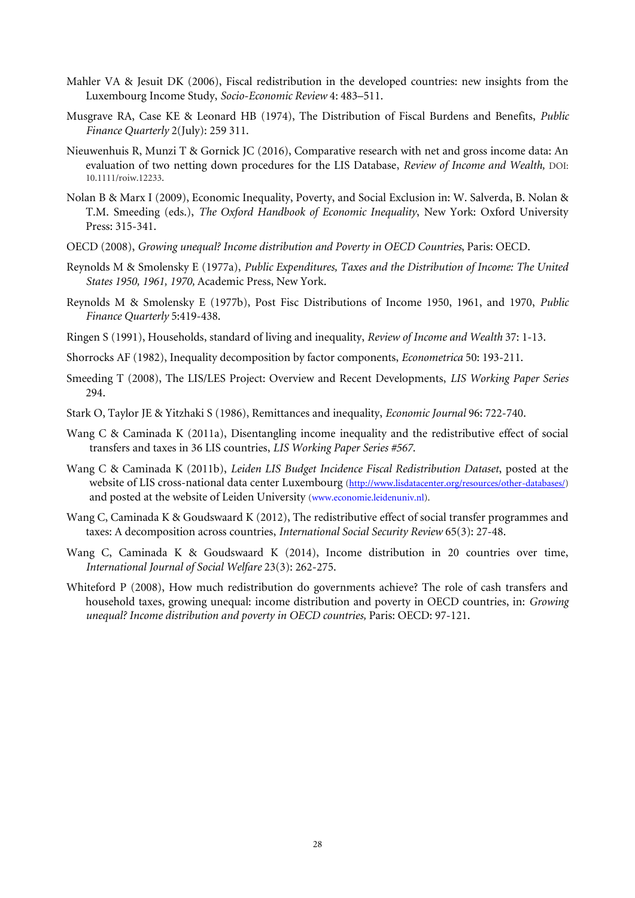Mahler VA & Jesuit DK (2006), Fiscal redistribution in the developed countries: new insights from the Luxembourg Income Study, *Socio-Economic Review* 4: 483–511.

Musgrave RA, Case KE & Leonard HB (1974), The Distribution of Fiscal Burdens and Benefits, *Public Finance Quarterly* 2(July): 259 311.

Nieuwenhuis R, Munzi T & Gornick JC (2016), Comparative research with net and gross income data: An evaluation of two netting down procedures for the LIS Database, *Review of Income and Wealth,* DOI: 10.1111/roiw.12233.

Nolan B & Marx I (2009), Economic Inequality, Poverty, and Social Exclusion in: W. Salverda, B. Nolan & T.M. Smeeding (eds.), *The Oxford Handbook of Economic Inequality*, New York: Oxford University Press: 315-341.

OECD (2008), *Growing unequal? Income distribution and Poverty in OECD Countries*, Paris: OECD.

Reynolds M & Smolensky E (1977a), *Public Expenditures, Taxes and the Distribution of Income: The United States 1950, 1961, 1970,* Academic Press, New York.

Reynolds M & Smolensky E (1977b), Post Fisc Distributions of Income 1950, 1961, and 1970, *Public Finance Quarterly* 5:419-438.

Ringen S (1991), Households, standard of living and inequality, *Review of Income and Wealth* 37: 1-13.

Shorrocks AF (1982), Inequality decomposition by factor components, *Econometrica* 50: 193-211.

Smeeding T (2008), The LIS/LES Project: Overview and Recent Developments, *LIS Working Paper Series* 294.

Stark O, Taylor JE & Yitzhaki S (1986), Remittances and inequality, *Economic Journal* 96: 722-740.

Wang C & Caminada K (2011a), Disentangling income inequality and the redistributive effect of social transfers and taxes in 36 LIS countries, *LIS Working Paper Series #567.*

Wang C & Caminada K (2011b), *Leiden LIS Budget Incidence Fiscal Redistribution Dataset*, posted at the website of LIS cross-national data center Luxembourg (http://www.lisdatacenter.org/resources/other-databases/) and posted at the website of Leiden University (www.economie.leidenuniv.nl).

Wang C, Caminada K & Goudswaard K (2012), The redistributive effect of social transfer programmes and taxes: A decomposition across countries, *International Social Security Review* 65(3): 27-48.

Wang C, Caminada K & Goudswaard K (2014), Income distribution in 20 countries over time, *International Journal of Social Welfare* 23(3): 262-275.

Whiteford P (2008), How much redistribution do governments achieve? The role of cash transfers and household taxes, growing unequal: income distribution and poverty in OECD countries, in: *Growing unequal? Income distribution and poverty in OECD countries,* Paris: OECD: 97-121.